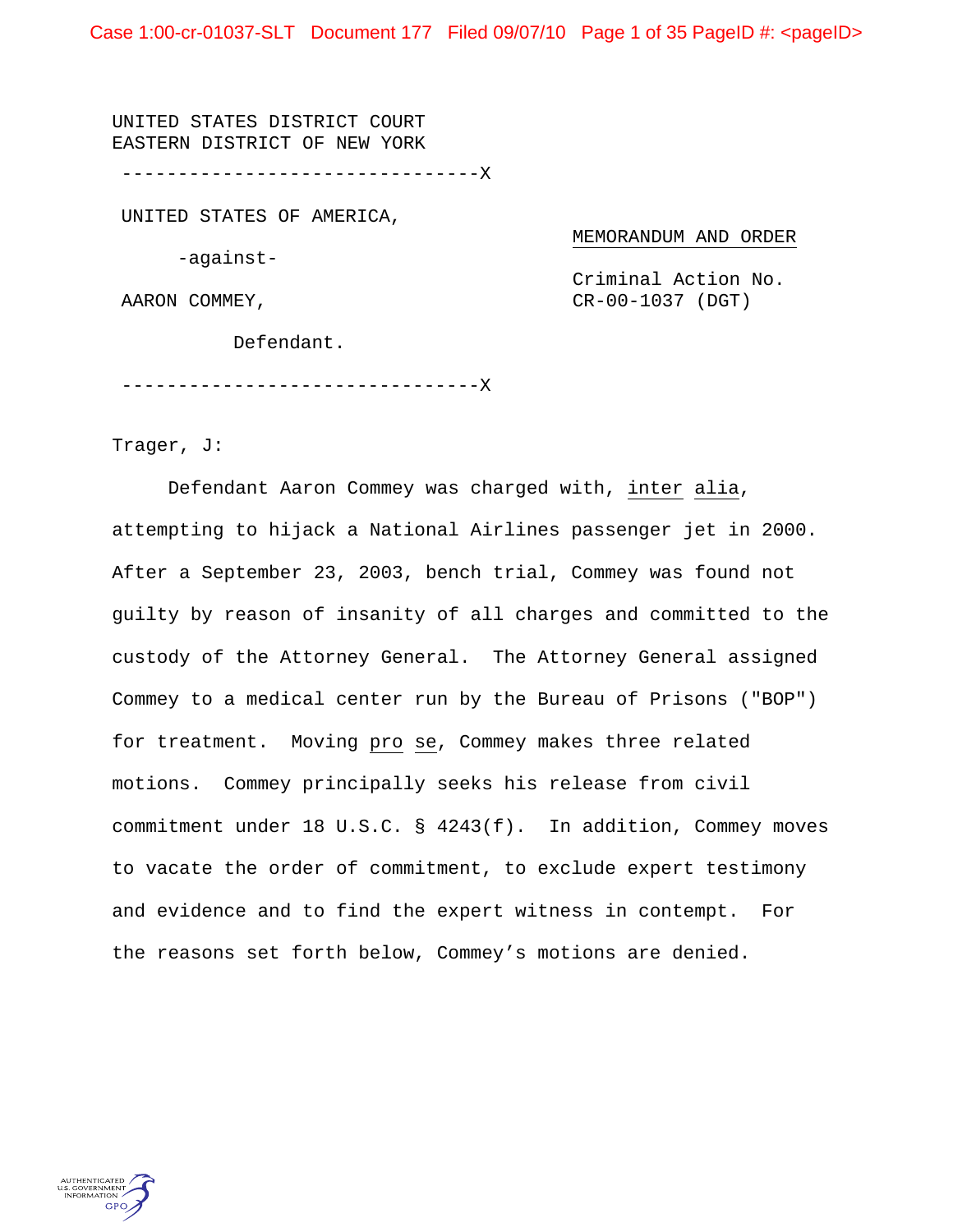UNITED STATES DISTRICT COURT
EASTERN DISTRICT OF NEW YORK

--------------------------------X

UNITED STATES OF AMERICA,

-against-

AARON COMMEY,

Defendant.

--------------------------------X

MEMORANDUM AND ORDER

Criminal Action No.
CR-00-1037 (DGT)

Trager, J:

Defendant Aaron Commey was charged with, inter alia, attempting to hijack a National Airlines passenger jet in 2000. After a September 23, 2003, bench trial, Commey was found not guilty by reason of insanity of all charges and committed to the custody of the Attorney General. The Attorney General assigned Commey to a medical center run by the Bureau of Prisons ("BOP") for treatment. Moving pro se, Commey makes three related motions. Commey principally seeks his release from civil commitment under 18 U.S.C. § 4243(f). In addition, Commey moves to vacate the order of commitment, to exclude expert testimony and evidence and to find the expert witness in contempt. For the reasons set forth below, Commey's motions are denied.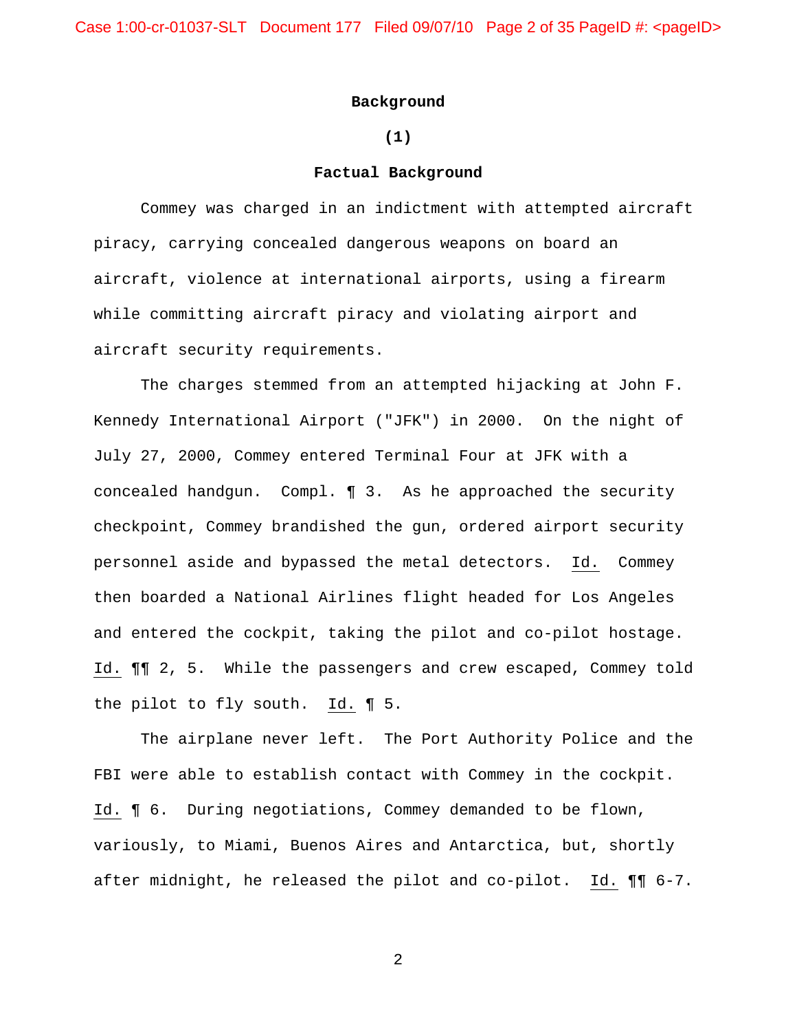## Background

### (1)

### Factual Background

Commey was charged in an indictment with attempted aircraft piracy, carrying concealed dangerous weapons on board an aircraft, violence at international airports, using a firearm while committing aircraft piracy and violating airport and aircraft security requirements.

The charges stemmed from an attempted hijacking at John F. Kennedy International Airport ("JFK") in 2000. On the night of July 27, 2000, Commey entered Terminal Four at JFK with a concealed handgun. Compl. ¶ 3. As he approached the security checkpoint, Commey brandished the gun, ordered airport security personnel aside and bypassed the metal detectors. Id. Commey then boarded a National Airlines flight headed for Los Angeles and entered the cockpit, taking the pilot and co-pilot hostage. Id. ¶¶ 2, 5. While the passengers and crew escaped, Commey told the pilot to fly south. Id. ¶ 5.

The airplane never left. The Port Authority Police and the FBI were able to establish contact with Commey in the cockpit. Id. ¶ 6. During negotiations, Commey demanded to be flown, variously, to Miami, Buenos Aires and Antarctica, but, shortly after midnight, he released the pilot and co-pilot. Id. ¶¶ 6-7.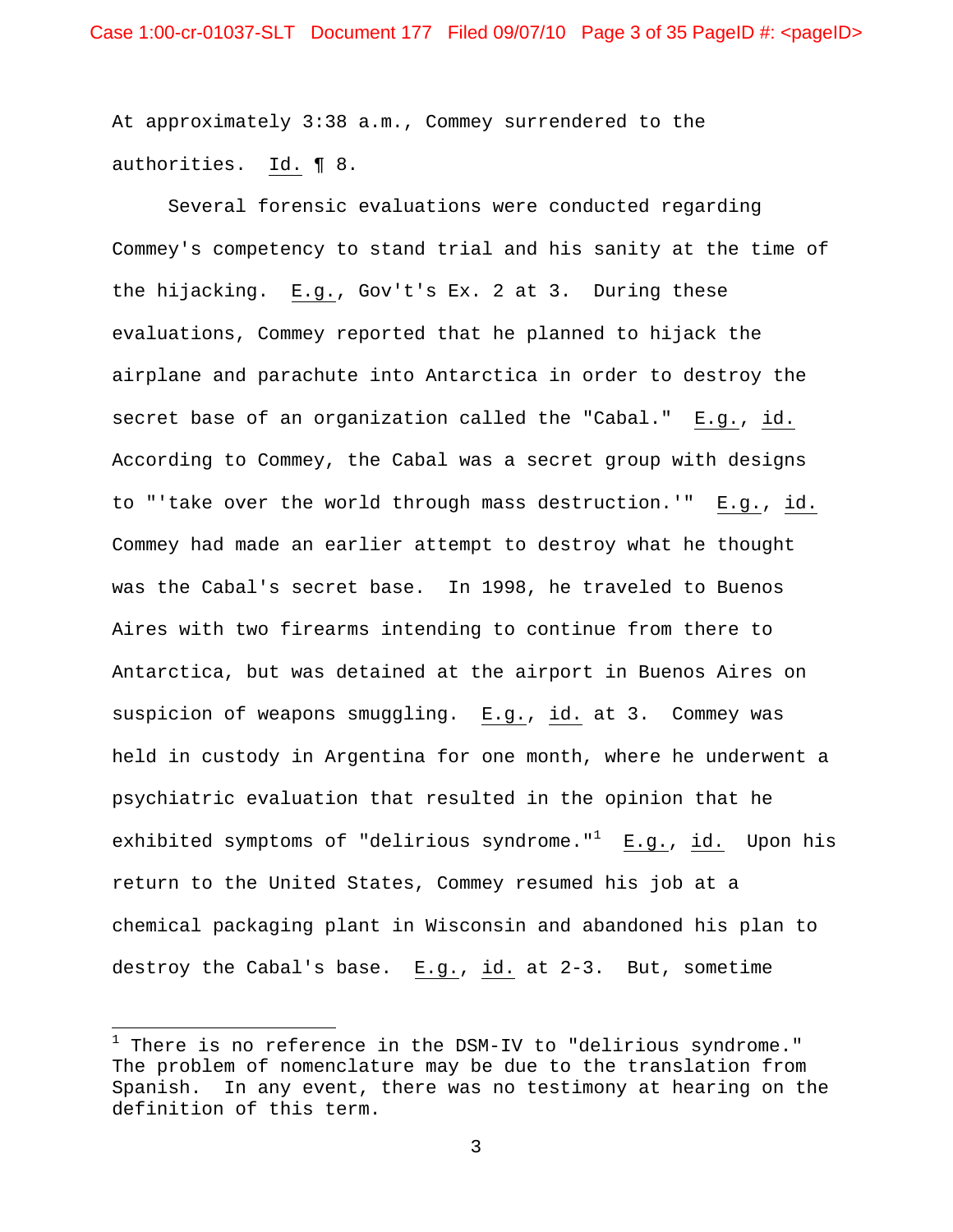At approximately 3:38 a.m., Commey surrendered to the authorities. Id. ¶ 8.

Several forensic evaluations were conducted regarding Commey's competency to stand trial and his sanity at the time of the hijacking. E.g., Gov't's Ex. 2 at 3. During these evaluations, Commey reported that he planned to hijack the airplane and parachute into Antarctica in order to destroy the secret base of an organization called the "Cabal." E.g., id. According to Commey, the Cabal was a secret group with designs to "'take over the world through mass destruction.'" E.g., id. Commey had made an earlier attempt to destroy what he thought was the Cabal's secret base. In 1998, he traveled to Buenos Aires with two firearms intending to continue from there to Antarctica, but was detained at the airport in Buenos Aires on suspicion of weapons smuggling. E.g., id. at 3. Commey was held in custody in Argentina for one month, where he underwent a psychiatric evaluation that resulted in the opinion that he exhibited symptoms of "delirious syndrome."[1] E.g., id. Upon his return to the United States, Commey resumed his job at a chemical packaging plant in Wisconsin and abandoned his plan to destroy the Cabal's base. E.g., id. at 2-3. But, sometime

---

[1] There is no reference in the DSM-IV to "delirious syndrome." The problem of nomenclature may be due to the translation from Spanish. In any event, there was no testimony at hearing on the definition of this term.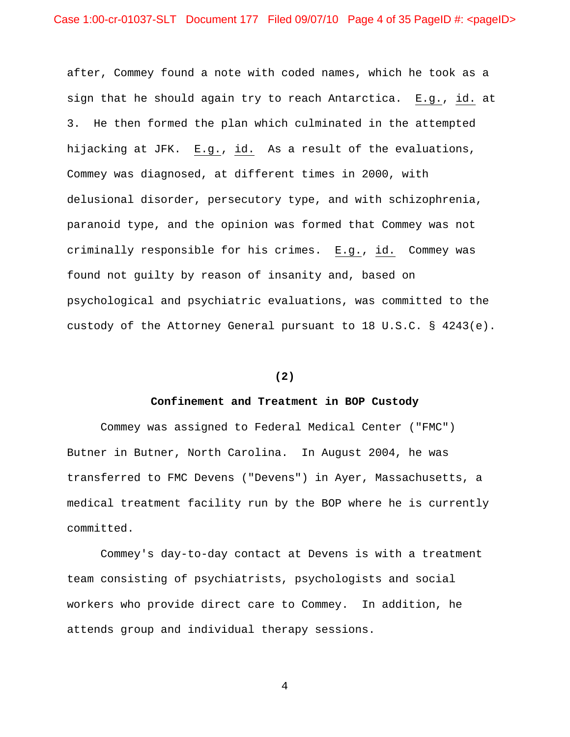after, Commey found a note with coded names, which he took as a sign that he should again try to reach Antarctica. E.g., id. at 3. He then formed the plan which culminated in the attempted hijacking at JFK. E.g., id. As a result of the evaluations, Commey was diagnosed, at different times in 2000, with delusional disorder, persecutory type, and with schizophrenia, paranoid type, and the opinion was formed that Commey was not criminally responsible for his crimes. E.g., id. Commey was found not guilty by reason of insanity and, based on psychological and psychiatric evaluations, was committed to the custody of the Attorney General pursuant to 18 U.S.C. § 4243(e).

**(2)**

**Confinement and Treatment in BOP Custody**

Commey was assigned to Federal Medical Center ("FMC") Butner in Butner, North Carolina. In August 2004, he was transferred to FMC Devens ("Devens") in Ayer, Massachusetts, a medical treatment facility run by the BOP where he is currently committed.

Commey's day-to-day contact at Devens is with a treatment team consisting of psychiatrists, psychologists and social workers who provide direct care to Commey. In addition, he attends group and individual therapy sessions.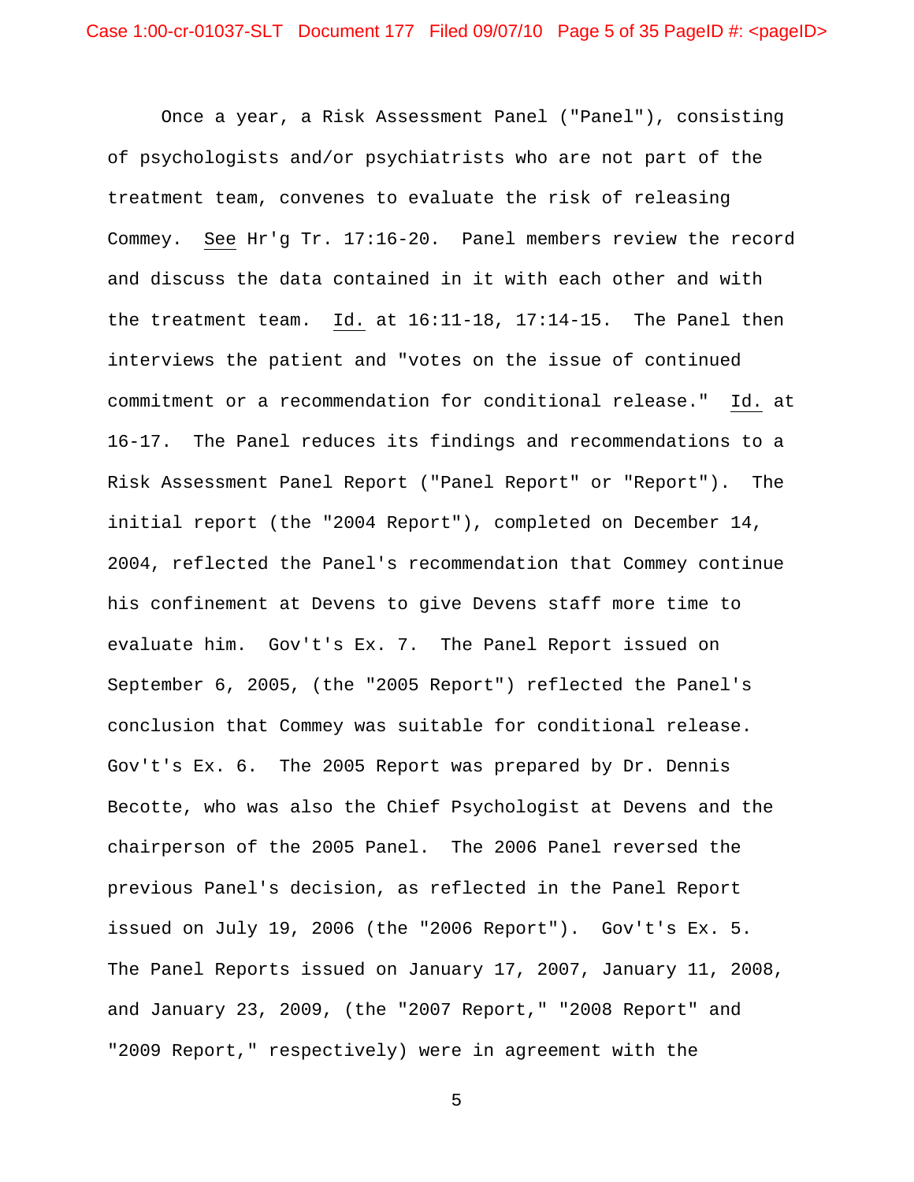Once a year, a Risk Assessment Panel ("Panel"), consisting of psychologists and/or psychiatrists who are not part of the treatment team, convenes to evaluate the risk of releasing Commey. See Hr'g Tr. 17:16-20. Panel members review the record and discuss the data contained in it with each other and with the treatment team. Id. at 16:11-18, 17:14-15. The Panel then interviews the patient and "votes on the issue of continued commitment or a recommendation for conditional release." Id. at 16-17. The Panel reduces its findings and recommendations to a Risk Assessment Panel Report ("Panel Report" or "Report"). The initial report (the "2004 Report"), completed on December 14, 2004, reflected the Panel's recommendation that Commey continue his confinement at Devens to give Devens staff more time to evaluate him. Gov't's Ex. 7. The Panel Report issued on September 6, 2005, (the "2005 Report") reflected the Panel's conclusion that Commey was suitable for conditional release. Gov't's Ex. 6. The 2005 Report was prepared by Dr. Dennis Becotte, who was also the Chief Psychologist at Devens and the chairperson of the 2005 Panel. The 2006 Panel reversed the previous Panel's decision, as reflected in the Panel Report issued on July 19, 2006 (the "2006 Report"). Gov't's Ex. 5. The Panel Reports issued on January 17, 2007, January 11, 2008, and January 23, 2009, (the "2007 Report," "2008 Report" and "2009 Report," respectively) were in agreement with the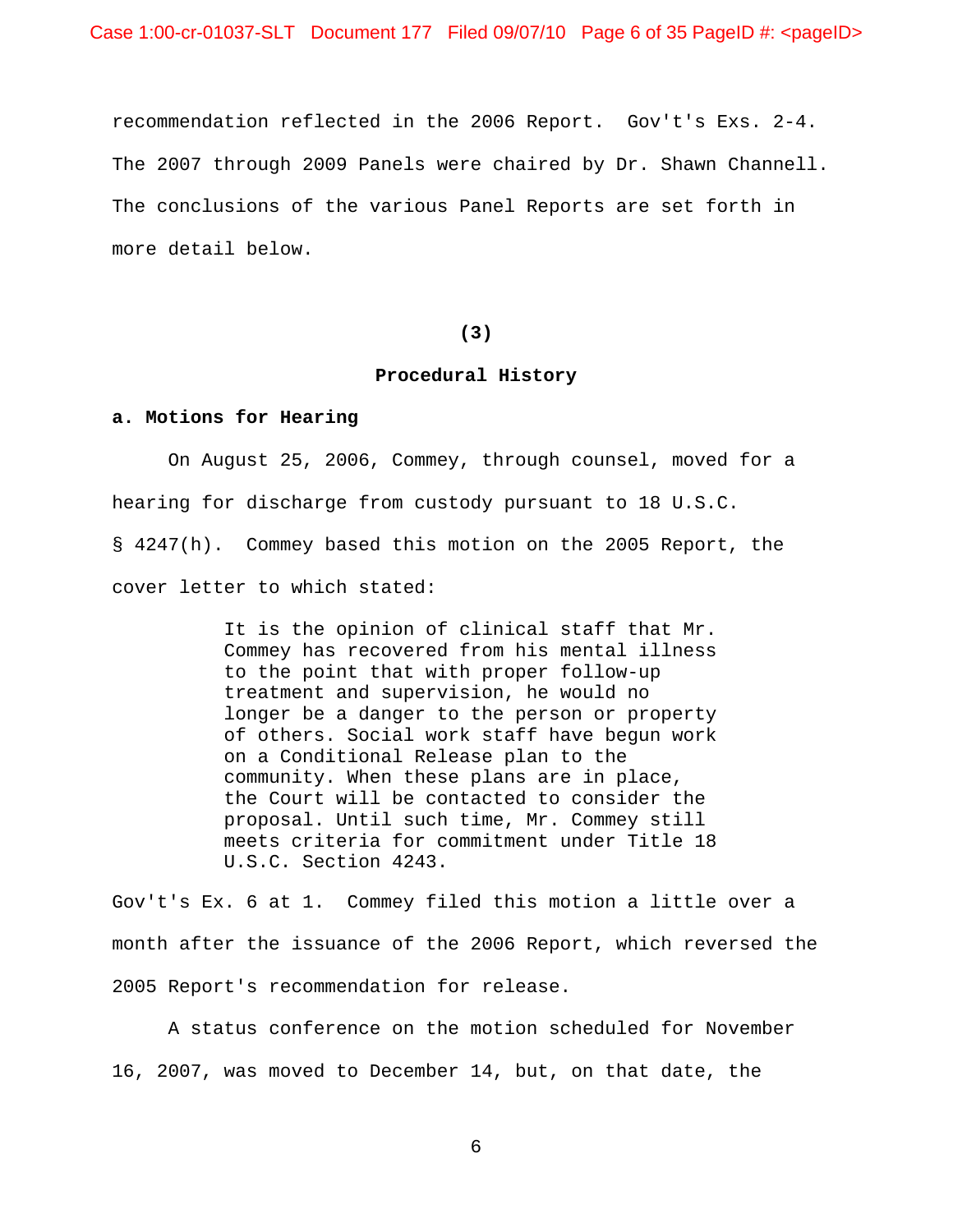recommendation reflected in the 2006 Report. Gov't's Exs. 2-4. The 2007 through 2009 Panels were chaired by Dr. Shawn Channell. The conclusions of the various Panel Reports are set forth in more detail below.

## (3)

## Procedural History

### a. Motions for Hearing

On August 25, 2006, Commey, through counsel, moved for a hearing for discharge from custody pursuant to 18 U.S.C. § 4247(h). Commey based this motion on the 2005 Report, the cover letter to which stated:

> It is the opinion of clinical staff that Mr. Commey has recovered from his mental illness to the point that with proper follow-up treatment and supervision, he would no longer be a danger to the person or property of others. Social work staff have begun work on a Conditional Release plan to the community. When these plans are in place, the Court will be contacted to consider the proposal. Until such time, Mr. Commey still meets criteria for commitment under Title 18 U.S.C. Section 4243.

Gov't's Ex. 6 at 1. Commey filed this motion a little over a month after the issuance of the 2006 Report, which reversed the 2005 Report's recommendation for release.

A status conference on the motion scheduled for November 16, 2007, was moved to December 14, but, on that date, the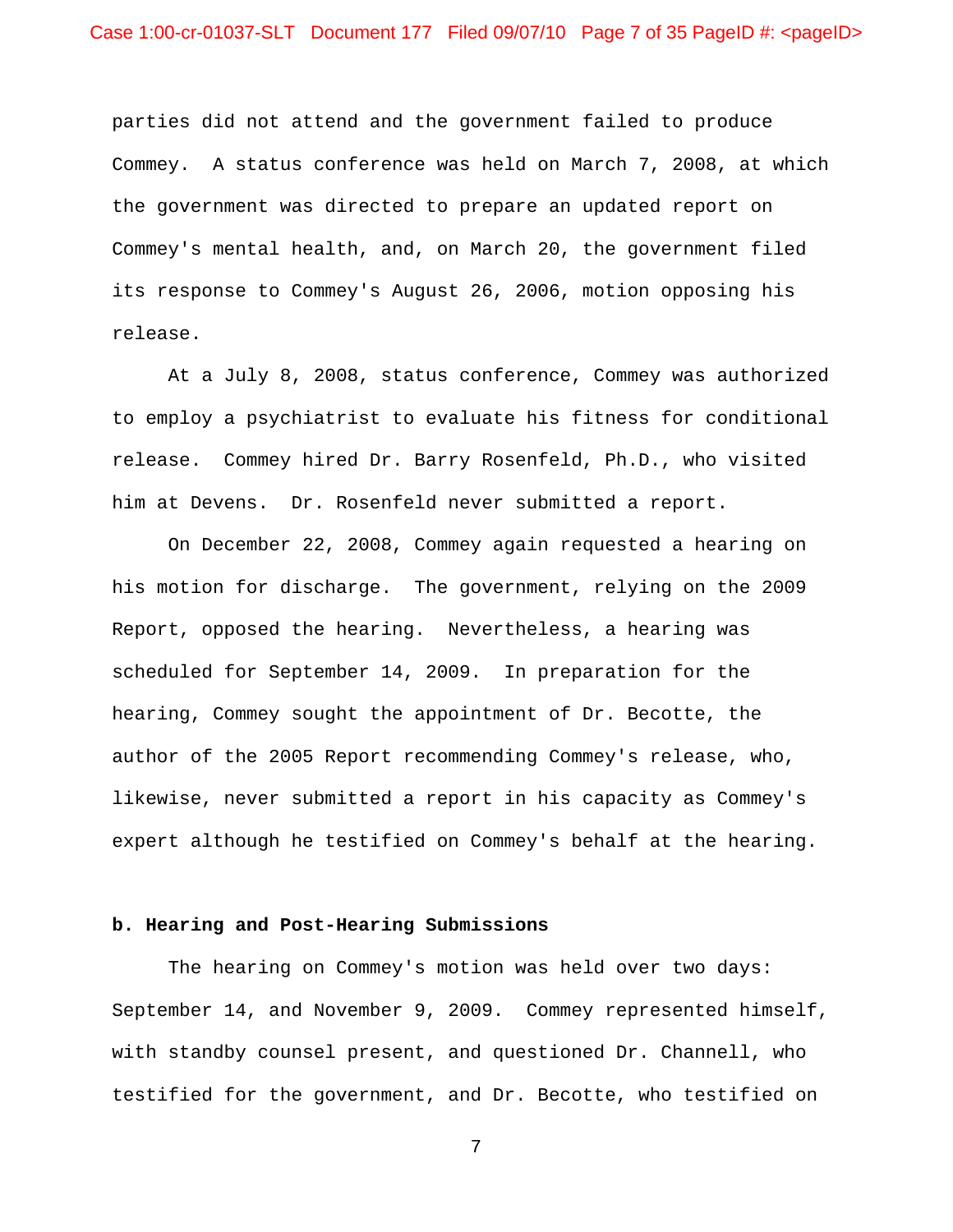parties did not attend and the government failed to produce Commey. A status conference was held on March 7, 2008, at which the government was directed to prepare an updated report on Commey's mental health, and, on March 20, the government filed its response to Commey's August 26, 2006, motion opposing his release.

At a July 8, 2008, status conference, Commey was authorized to employ a psychiatrist to evaluate his fitness for conditional release. Commey hired Dr. Barry Rosenfeld, Ph.D., who visited him at Devens. Dr. Rosenfeld never submitted a report.

On December 22, 2008, Commey again requested a hearing on his motion for discharge. The government, relying on the 2009 Report, opposed the hearing. Nevertheless, a hearing was scheduled for September 14, 2009. In preparation for the hearing, Commey sought the appointment of Dr. Becotte, the author of the 2005 Report recommending Commey's release, who, likewise, never submitted a report in his capacity as Commey's expert although he testified on Commey's behalf at the hearing.

**b. Hearing and Post-Hearing Submissions**

The hearing on Commey's motion was held over two days: September 14, and November 9, 2009. Commey represented himself, with standby counsel present, and questioned Dr. Channell, who testified for the government, and Dr. Becotte, who testified on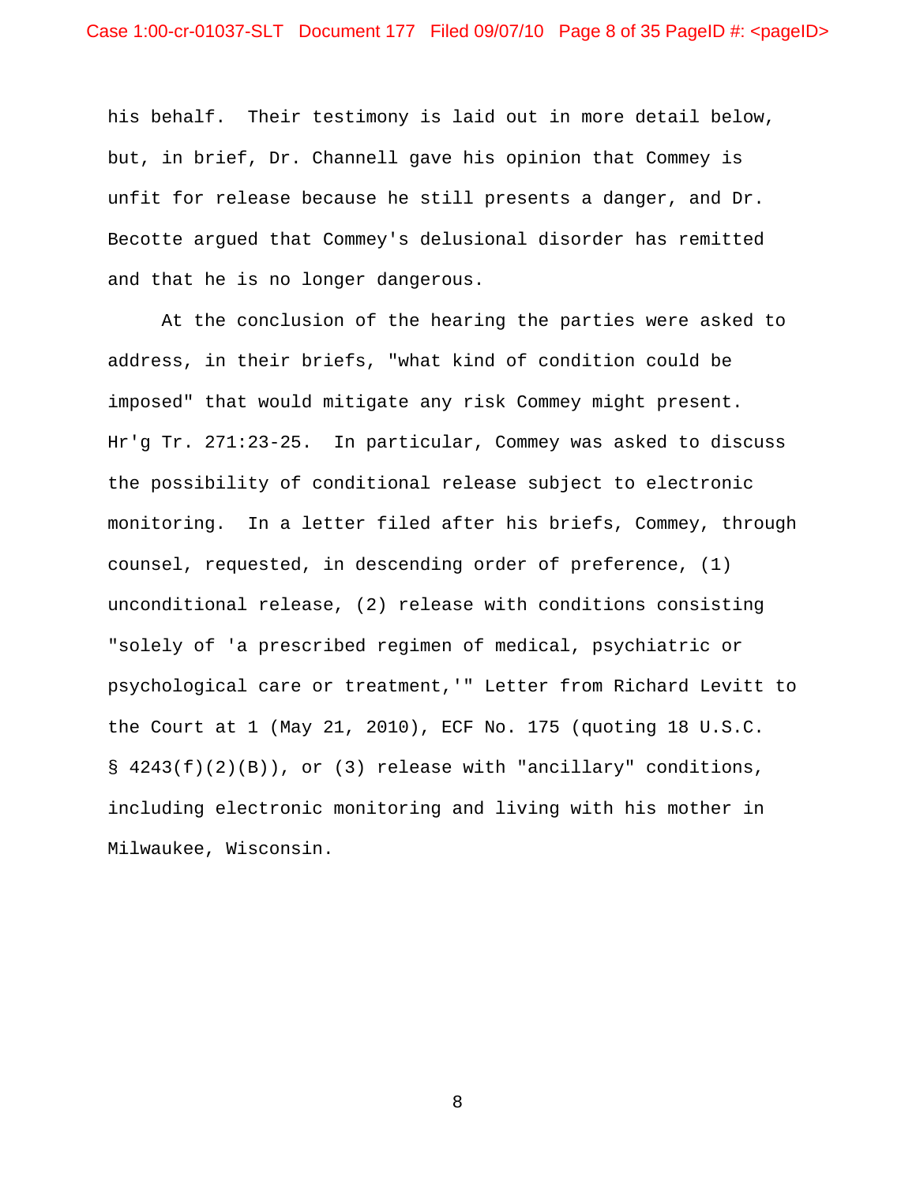his behalf. Their testimony is laid out in more detail below, but, in brief, Dr. Channell gave his opinion that Commey is unfit for release because he still presents a danger, and Dr. Becotte argued that Commey's delusional disorder has remitted and that he is no longer dangerous.

At the conclusion of the hearing the parties were asked to address, in their briefs, "what kind of condition could be imposed" that would mitigate any risk Commey might present. Hr'g Tr. 271:23-25. In particular, Commey was asked to discuss the possibility of conditional release subject to electronic monitoring. In a letter filed after his briefs, Commey, through counsel, requested, in descending order of preference, (1) unconditional release, (2) release with conditions consisting "solely of 'a prescribed regimen of medical, psychiatric or psychological care or treatment,'" Letter from Richard Levitt to the Court at 1 (May 21, 2010), ECF No. 175 (quoting 18 U.S.C. § 4243(f)(2)(B)), or (3) release with "ancillary" conditions, including electronic monitoring and living with his mother in Milwaukee, Wisconsin.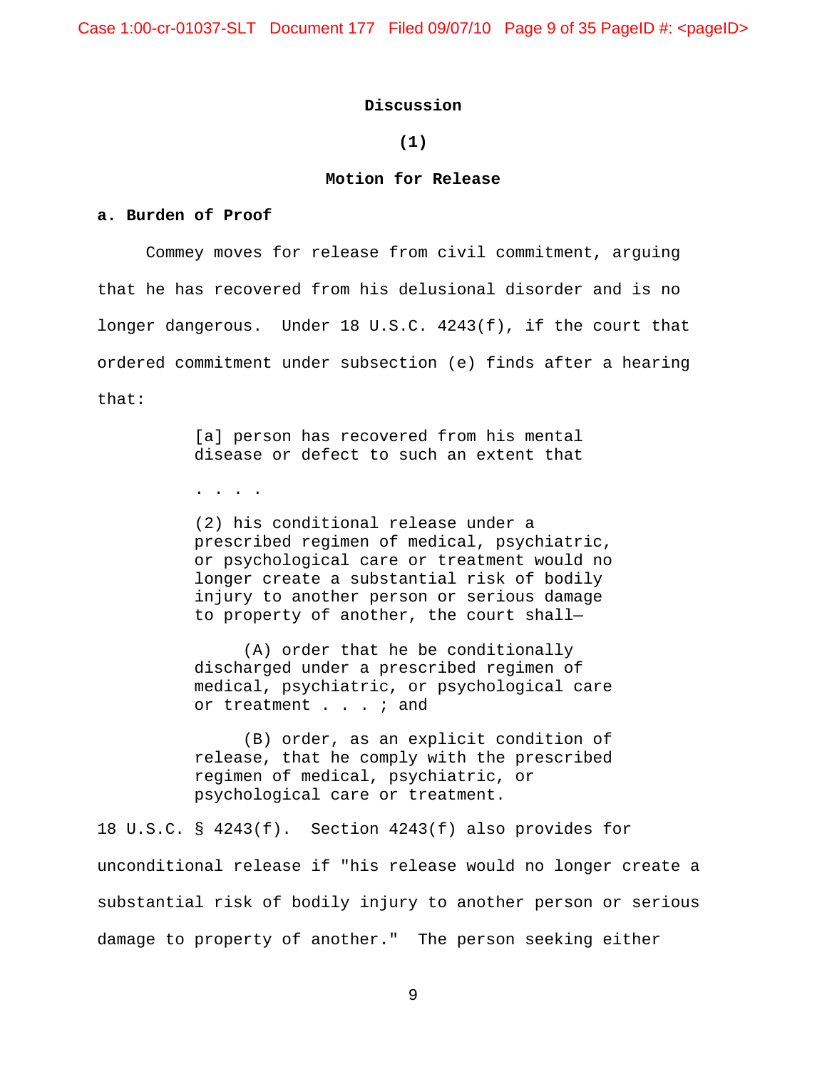## Discussion

### (1)

### Motion for Release

**a. Burden of Proof**

Commey moves for release from civil commitment, arguing that he has recovered from his delusional disorder and is no longer dangerous. Under 18 U.S.C. 4243(f), if the court that ordered commitment under subsection (e) finds after a hearing that:

> [a] person has recovered from his mental disease or defect to such an extent that
>
> . . . .
>
> (2) his conditional release under a prescribed regimen of medical, psychiatric, or psychological care or treatment would no longer create a substantial risk of bodily injury to another person or serious damage to property of another, the court shall—
>
> (A) order that he be conditionally discharged under a prescribed regimen of medical, psychiatric, or psychological care or treatment . . . ; and
>
> (B) order, as an explicit condition of release, that he comply with the prescribed regimen of medical, psychiatric, or psychological care or treatment.

18 U.S.C. § 4243(f). Section 4243(f) also provides for unconditional release if "his release would no longer create a substantial risk of bodily injury to another person or serious damage to property of another." The person seeking either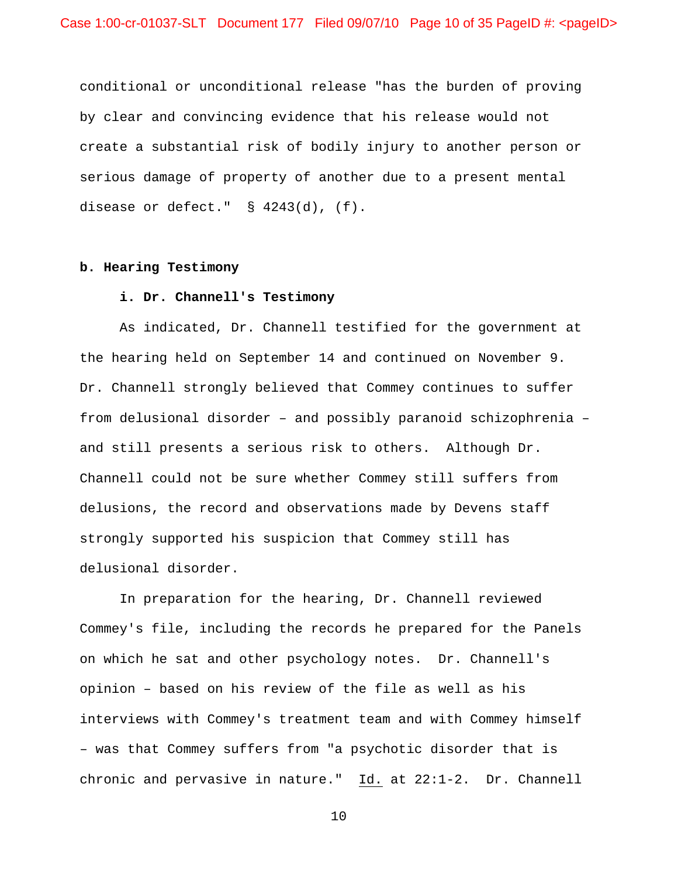conditional or unconditional release "has the burden of proving by clear and convincing evidence that his release would not create a substantial risk of bodily injury to another person or serious damage of property of another due to a present mental disease or defect." § 4243(d), (f).

**b. Hearing Testimony**

**i. Dr. Channell's Testimony**

As indicated, Dr. Channell testified for the government at the hearing held on September 14 and continued on November 9. Dr. Channell strongly believed that Commey continues to suffer from delusional disorder – and possibly paranoid schizophrenia – and still presents a serious risk to others. Although Dr. Channell could not be sure whether Commey still suffers from delusions, the record and observations made by Devens staff strongly supported his suspicion that Commey still has delusional disorder.

In preparation for the hearing, Dr. Channell reviewed Commey's file, including the records he prepared for the Panels on which he sat and other psychology notes. Dr. Channell's opinion – based on his review of the file as well as his interviews with Commey's treatment team and with Commey himself – was that Commey suffers from "a psychotic disorder that is chronic and pervasive in nature." Id. at 22:1-2. Dr. Channell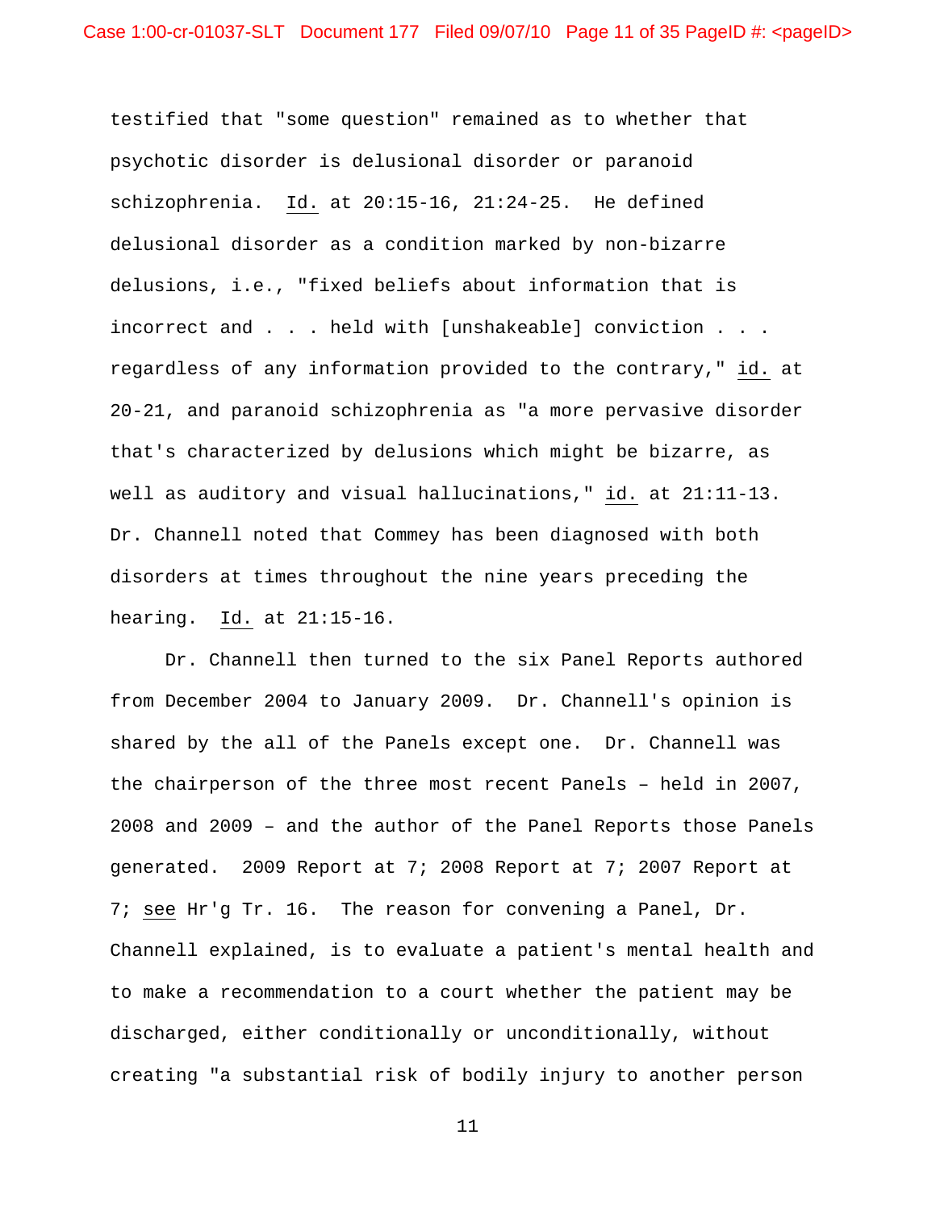testified that "some question" remained as to whether that psychotic disorder is delusional disorder or paranoid schizophrenia. Id. at 20:15-16, 21:24-25. He defined delusional disorder as a condition marked by non-bizarre delusions, i.e., "fixed beliefs about information that is incorrect and . . . held with [unshakeable] conviction . . . regardless of any information provided to the contrary," id. at 20-21, and paranoid schizophrenia as "a more pervasive disorder that's characterized by delusions which might be bizarre, as well as auditory and visual hallucinations," id. at 21:11-13. Dr. Channell noted that Commey has been diagnosed with both disorders at times throughout the nine years preceding the hearing. Id. at 21:15-16.

Dr. Channell then turned to the six Panel Reports authored from December 2004 to January 2009. Dr. Channell's opinion is shared by the all of the Panels except one. Dr. Channell was the chairperson of the three most recent Panels – held in 2007, 2008 and 2009 – and the author of the Panel Reports those Panels generated. 2009 Report at 7; 2008 Report at 7; 2007 Report at 7; see Hr'g Tr. 16. The reason for convening a Panel, Dr. Channell explained, is to evaluate a patient's mental health and to make a recommendation to a court whether the patient may be discharged, either conditionally or unconditionally, without creating "a substantial risk of bodily injury to another person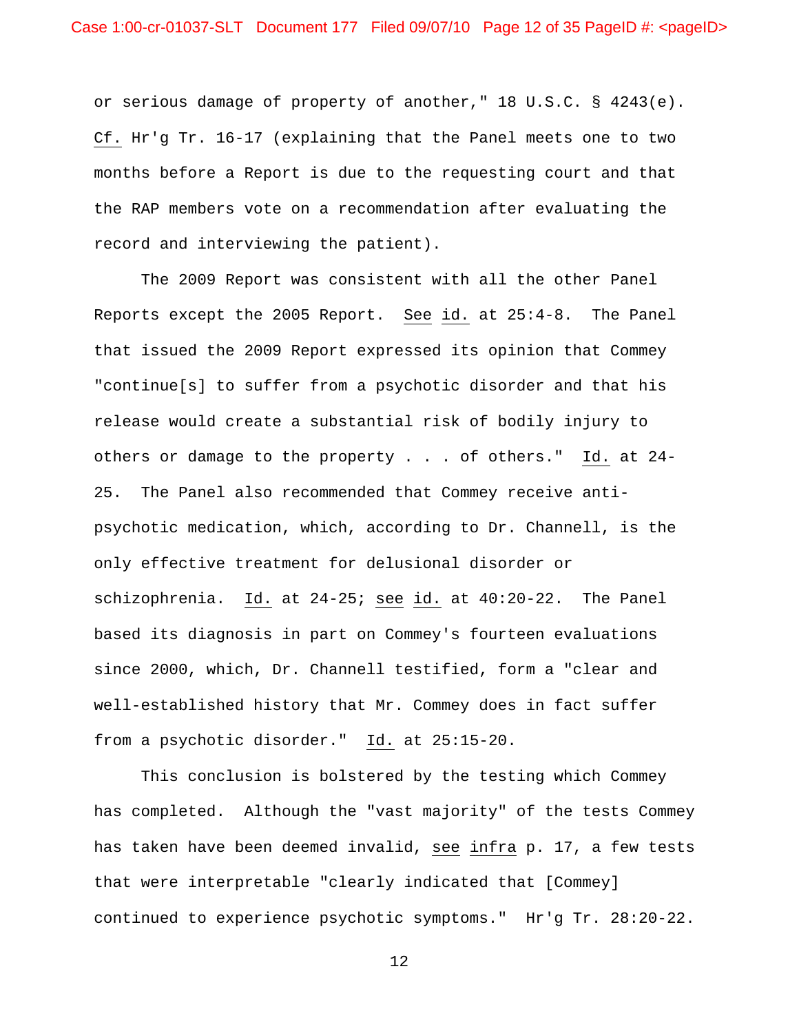or serious damage of property of another," 18 U.S.C. § 4243(e). Cf. Hr'g Tr. 16-17 (explaining that the Panel meets one to two months before a Report is due to the requesting court and that the RAP members vote on a recommendation after evaluating the record and interviewing the patient).

The 2009 Report was consistent with all the other Panel Reports except the 2005 Report. See id. at 25:4-8. The Panel that issued the 2009 Report expressed its opinion that Commey "continue[s] to suffer from a psychotic disorder and that his release would create a substantial risk of bodily injury to others or damage to the property . . . of others." Id. at 24-25. The Panel also recommended that Commey receive anti-psychotic medication, which, according to Dr. Channell, is the only effective treatment for delusional disorder or schizophrenia. Id. at 24-25; see id. at 40:20-22. The Panel based its diagnosis in part on Commey's fourteen evaluations since 2000, which, Dr. Channell testified, form a "clear and well-established history that Mr. Commey does in fact suffer from a psychotic disorder." Id. at 25:15-20.

This conclusion is bolstered by the testing which Commey has completed. Although the "vast majority" of the tests Commey has taken have been deemed invalid, see infra p. 17, a few tests that were interpretable "clearly indicated that [Commey] continued to experience psychotic symptoms." Hr'g Tr. 28:20-22.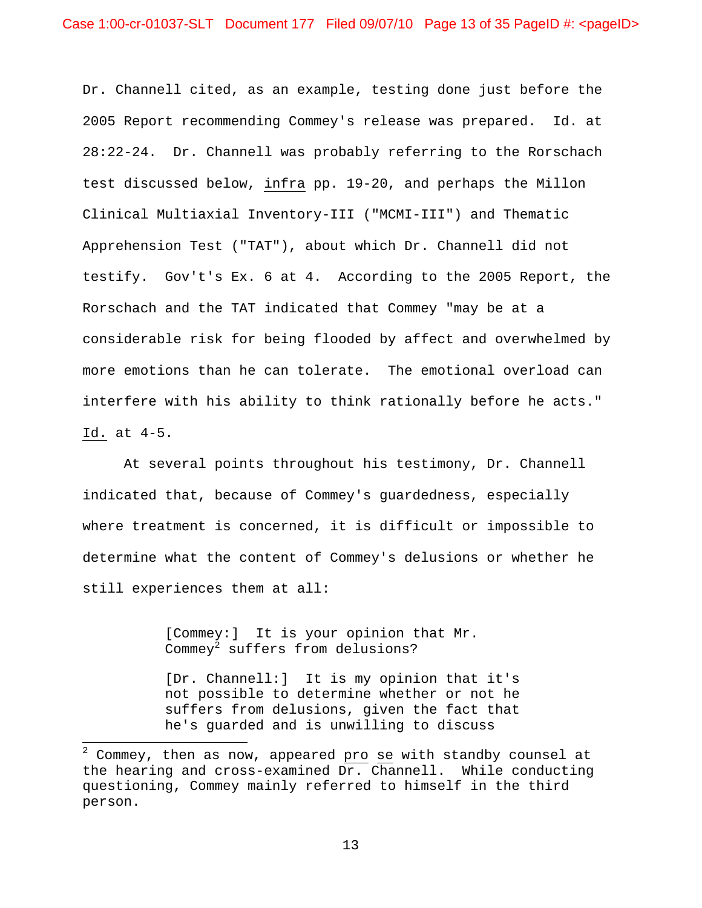Dr. Channell cited, as an example, testing done just before the 2005 Report recommending Commey's release was prepared. Id. at 28:22-24. Dr. Channell was probably referring to the Rorschach test discussed below, infra pp. 19-20, and perhaps the Millon Clinical Multiaxial Inventory-III ("MCMI-III") and Thematic Apprehension Test ("TAT"), about which Dr. Channell did not testify. Gov't's Ex. 6 at 4. According to the 2005 Report, the Rorschach and the TAT indicated that Commey "may be at a considerable risk for being flooded by affect and overwhelmed by more emotions than he can tolerate. The emotional overload can interfere with his ability to think rationally before he acts." Id. at 4-5.

At several points throughout his testimony, Dr. Channell indicated that, because of Commey's guardedness, especially where treatment is concerned, it is difficult or impossible to determine what the content of Commey's delusions or whether he still experiences them at all:

> [Commey:] It is your opinion that Mr. Commey[2] suffers from delusions?
>
> [Dr. Channell:] It is my opinion that it's not possible to determine whether or not he suffers from delusions, given the fact that he's guarded and is unwilling to discuss

---

[2] Commey, then as now, appeared pro se with standby counsel at the hearing and cross-examined Dr. Channell. While conducting questioning, Commey mainly referred to himself in the third person.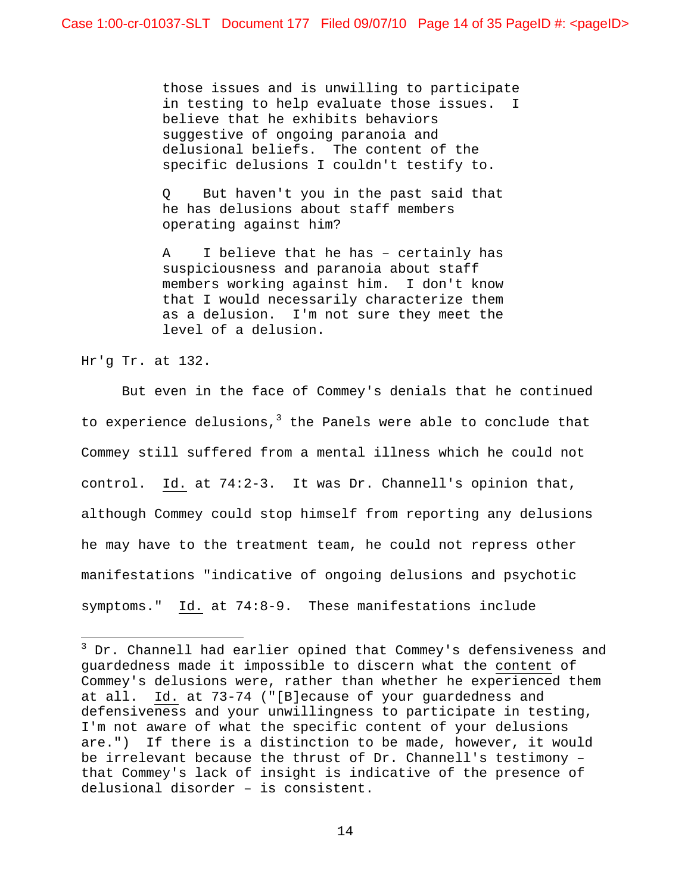> those issues and is unwilling to participate in testing to help evaluate those issues. I believe that he exhibits behaviors suggestive of ongoing paranoia and delusional beliefs. The content of the specific delusions I couldn't testify to.
>
> Q But haven't you in the past said that he has delusions about staff members operating against him?
>
> A I believe that he has – certainly has suspiciousness and paranoia about staff members working against him. I don't know that I would necessarily characterize them as a delusion. I'm not sure they meet the level of a delusion.

Hr'g Tr. at 132.

But even in the face of Commey's denials that he continued to experience delusions,[3] the Panels were able to conclude that Commey still suffered from a mental illness which he could not control. Id. at 74:2-3. It was Dr. Channell's opinion that, although Commey could stop himself from reporting any delusions he may have to the treatment team, he could not repress other manifestations "indicative of ongoing delusions and psychotic symptoms." Id. at 74:8-9. These manifestations include

---

[3] Dr. Channell had earlier opined that Commey's defensiveness and guardedness made it impossible to discern what the content of Commey's delusions were, rather than whether he experienced them at all. Id. at 73-74 ("[B]ecause of your guardedness and defensiveness and your unwillingness to participate in testing, I'm not aware of what the specific content of your delusions are.") If there is a distinction to be made, however, it would be irrelevant because the thrust of Dr. Channell's testimony – that Commey's lack of insight is indicative of the presence of delusional disorder – is consistent.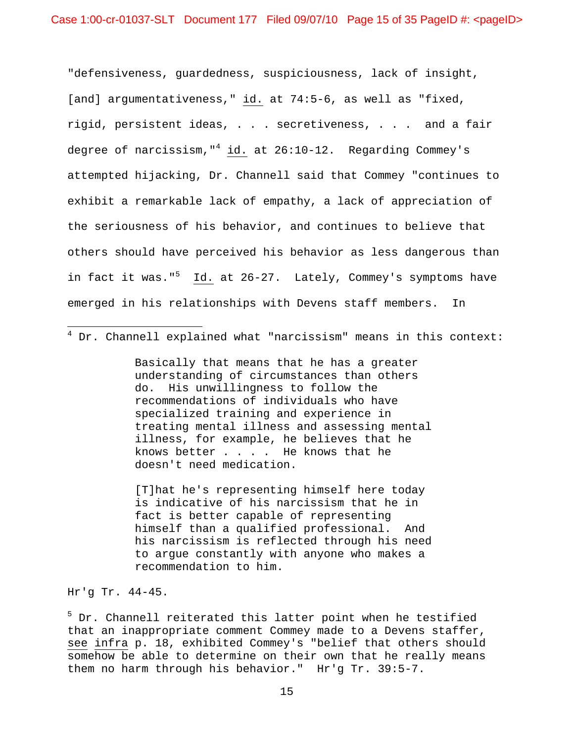"defensiveness, guardedness, suspiciousness, lack of insight, [and] argumentativeness," id. at 74:5-6, as well as "fixed, rigid, persistent ideas, . . . secretiveness, . . . and a fair degree of narcissism,"[4] id. at 26:10-12. Regarding Commey's attempted hijacking, Dr. Channell said that Commey "continues to exhibit a remarkable lack of empathy, a lack of appreciation of the seriousness of his behavior, and continues to believe that others should have perceived his behavior as less dangerous than in fact it was."[5] Id. at 26-27. Lately, Commey's symptoms have emerged in his relationships with Devens staff members. In

---

[4] Dr. Channell explained what "narcissism" means in this context:

> Basically that means that he has a greater understanding of circumstances than others do. His unwillingness to follow the recommendations of individuals who have specialized training and experience in treating mental illness and assessing mental illness, for example, he believes that he knows better . . . . He knows that he doesn't need medication.
>
> [T]hat he's representing himself here today is indicative of his narcissism that he in fact is better capable of representing himself than a qualified professional. And his narcissism is reflected through his need to argue constantly with anyone who makes a recommendation to him.

Hr'g Tr. 44-45.

[5] Dr. Channell reiterated this latter point when he testified that an inappropriate comment Commey made to a Devens staffer, see infra p. 18, exhibited Commey's "belief that others should somehow be able to determine on their own that he really means them no harm through his behavior." Hr'g Tr. 39:5-7.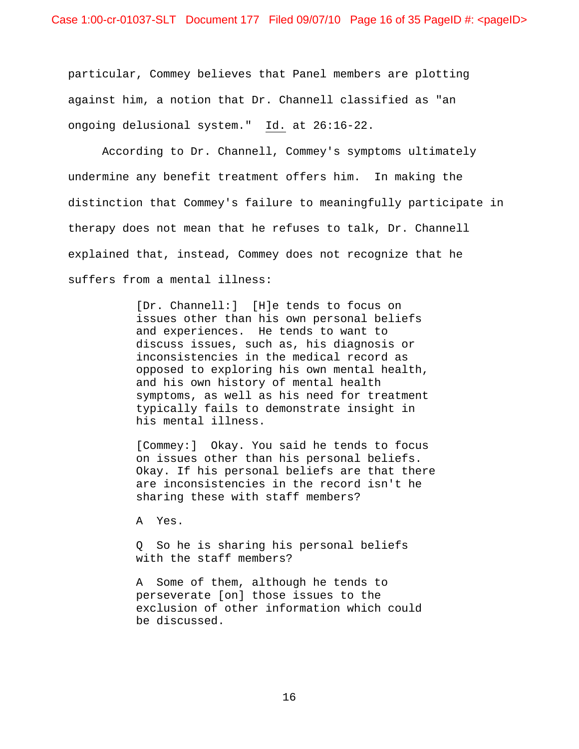particular, Commey believes that Panel members are plotting against him, a notion that Dr. Channell classified as "an ongoing delusional system." Id. at 26:16-22.

According to Dr. Channell, Commey's symptoms ultimately undermine any benefit treatment offers him. In making the distinction that Commey's failure to meaningfully participate in therapy does not mean that he refuses to talk, Dr. Channell explained that, instead, Commey does not recognize that he suffers from a mental illness:

> [Dr. Channell:] [H]e tends to focus on issues other than his own personal beliefs and experiences. He tends to want to discuss issues, such as, his diagnosis or inconsistencies in the medical record as opposed to exploring his own mental health, and his own history of mental health symptoms, as well as his need for treatment typically fails to demonstrate insight in his mental illness.
>
> [Commey:] Okay. You said he tends to focus on issues other than his personal beliefs. Okay. If his personal beliefs are that there are inconsistencies in the record isn't he sharing these with staff members?
>
> A Yes.
>
> Q So he is sharing his personal beliefs with the staff members?
>
> A Some of them, although he tends to perseverate [on] those issues to the exclusion of other information which could be discussed.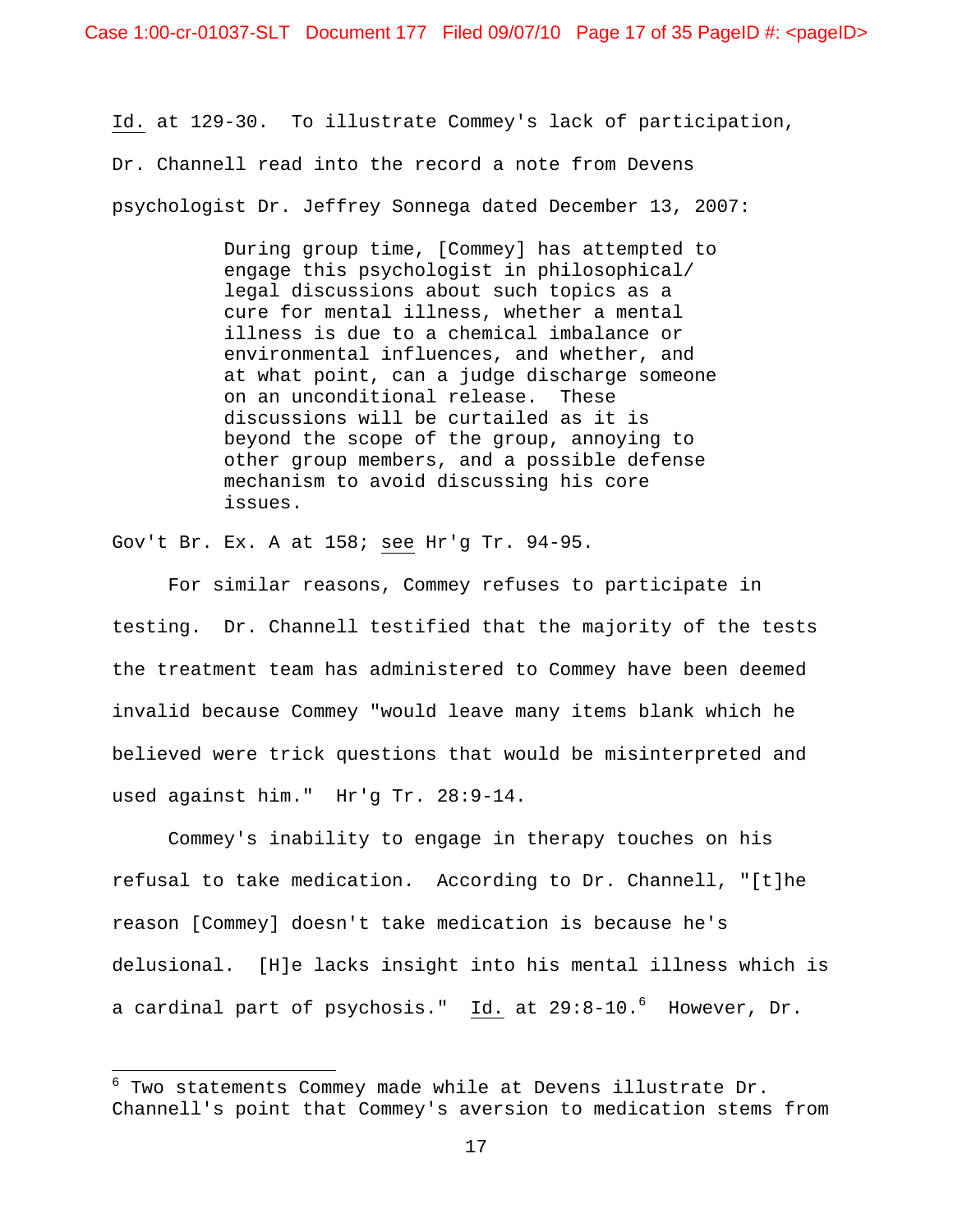Id. at 129-30. To illustrate Commey's lack of participation, Dr. Channell read into the record a note from Devens psychologist Dr. Jeffrey Sonnega dated December 13, 2007:

> During group time, [Commey] has attempted to engage this psychologist in philosophical/ legal discussions about such topics as a cure for mental illness, whether a mental illness is due to a chemical imbalance or environmental influences, and whether, and at what point, can a judge discharge someone on an unconditional release. These discussions will be curtailed as it is beyond the scope of the group, annoying to other group members, and a possible defense mechanism to avoid discussing his core issues.

Gov't Br. Ex. A at 158; see Hr'g Tr. 94-95.

For similar reasons, Commey refuses to participate in testing. Dr. Channell testified that the majority of the tests the treatment team has administered to Commey have been deemed invalid because Commey "would leave many items blank which he believed were trick questions that would be misinterpreted and used against him." Hr'g Tr. 28:9-14.

Commey's inability to engage in therapy touches on his refusal to take medication. According to Dr. Channell, "[t]he reason [Commey] doesn't take medication is because he's delusional. [H]e lacks insight into his mental illness which is a cardinal part of psychosis." Id. at 29:8-10.[6] However, Dr.

[6] Two statements Commey made while at Devens illustrate Dr. Channell's point that Commey's aversion to medication stems from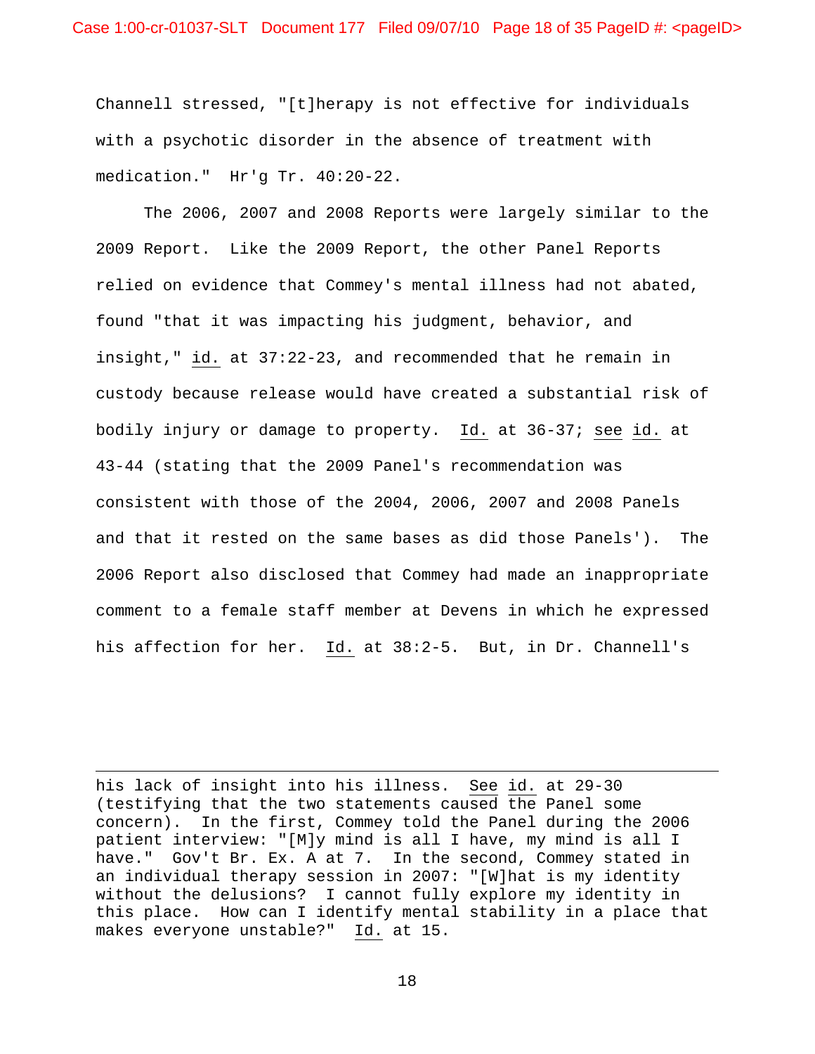Channell stressed, "[t]herapy is not effective for individuals with a psychotic disorder in the absence of treatment with medication." Hr'g Tr. 40:20-22.

The 2006, 2007 and 2008 Reports were largely similar to the 2009 Report. Like the 2009 Report, the other Panel Reports relied on evidence that Commey's mental illness had not abated, found "that it was impacting his judgment, behavior, and insight," id. at 37:22-23, and recommended that he remain in custody because release would have created a substantial risk of bodily injury or damage to property. Id. at 36-37; see id. at 43-44 (stating that the 2009 Panel's recommendation was consistent with those of the 2004, 2006, 2007 and 2008 Panels and that it rested on the same bases as did those Panels'). The 2006 Report also disclosed that Commey had made an inappropriate comment to a female staff member at Devens in which he expressed his affection for her. Id. at 38:2-5. But, in Dr. Channell's

---

his lack of insight into his illness. See id. at 29-30 (testifying that the two statements caused the Panel some concern). In the first, Commey told the Panel during the 2006 patient interview: "[M]y mind is all I have, my mind is all I have." Gov't Br. Ex. A at 7. In the second, Commey stated in an individual therapy session in 2007: "[W]hat is my identity without the delusions? I cannot fully explore my identity in this place. How can I identify mental stability in a place that makes everyone unstable?" Id. at 15.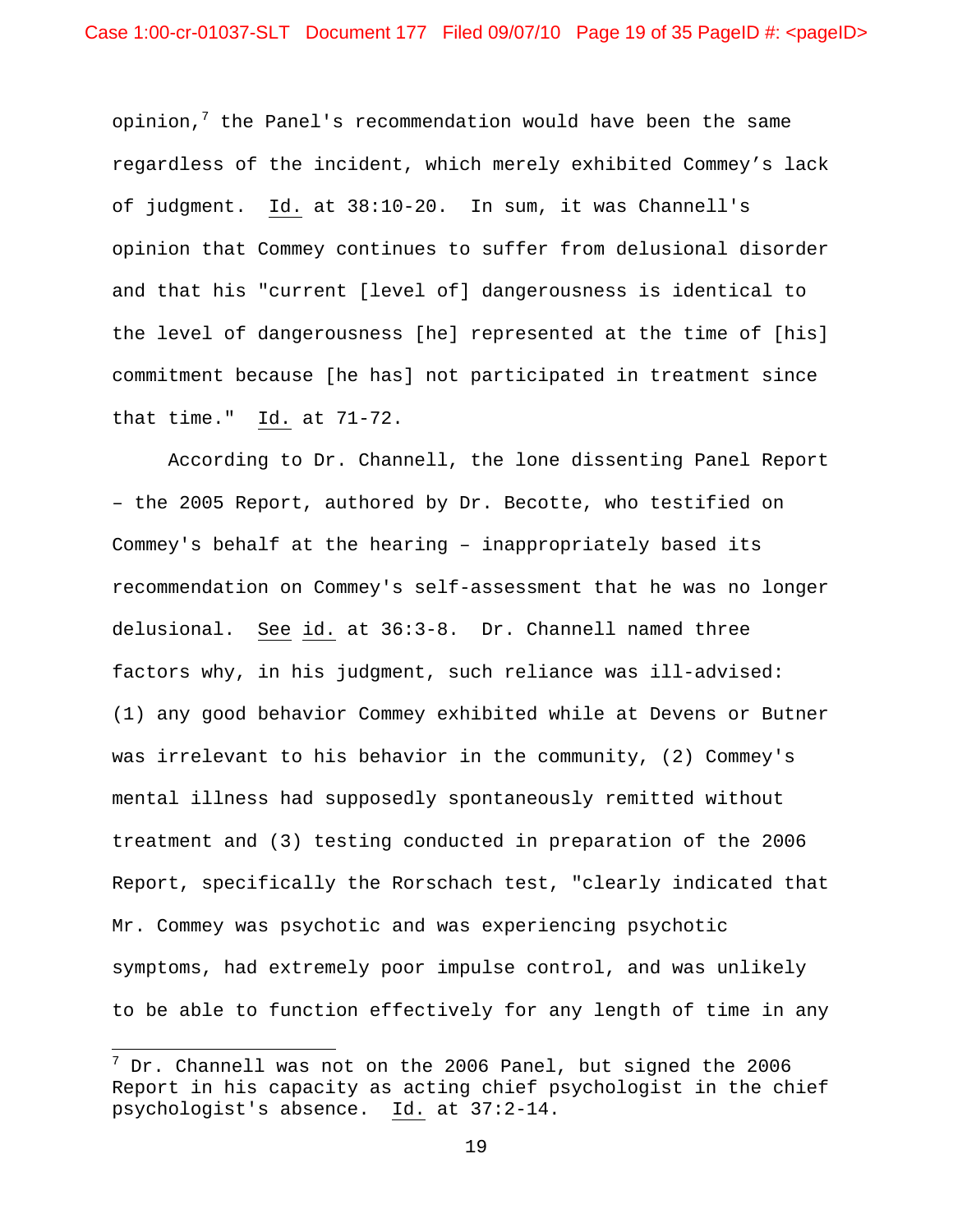opinion,[7] the Panel's recommendation would have been the same regardless of the incident, which merely exhibited Commey's lack of judgment. Id. at 38:10-20. In sum, it was Channell's opinion that Commey continues to suffer from delusional disorder and that his "current [level of] dangerousness is identical to the level of dangerousness [he] represented at the time of [his] commitment because [he has] not participated in treatment since that time." Id. at 71-72.

According to Dr. Channell, the lone dissenting Panel Report – the 2005 Report, authored by Dr. Becotte, who testified on Commey's behalf at the hearing – inappropriately based its recommendation on Commey's self-assessment that he was no longer delusional. See id. at 36:3-8. Dr. Channell named three factors why, in his judgment, such reliance was ill-advised: (1) any good behavior Commey exhibited while at Devens or Butner was irrelevant to his behavior in the community, (2) Commey's mental illness had supposedly spontaneously remitted without treatment and (3) testing conducted in preparation of the 2006 Report, specifically the Rorschach test, "clearly indicated that Mr. Commey was psychotic and was experiencing psychotic symptoms, had extremely poor impulse control, and was unlikely to be able to function effectively for any length of time in any

---

[7] Dr. Channell was not on the 2006 Panel, but signed the 2006 Report in his capacity as acting chief psychologist in the chief psychologist's absence. Id. at 37:2-14.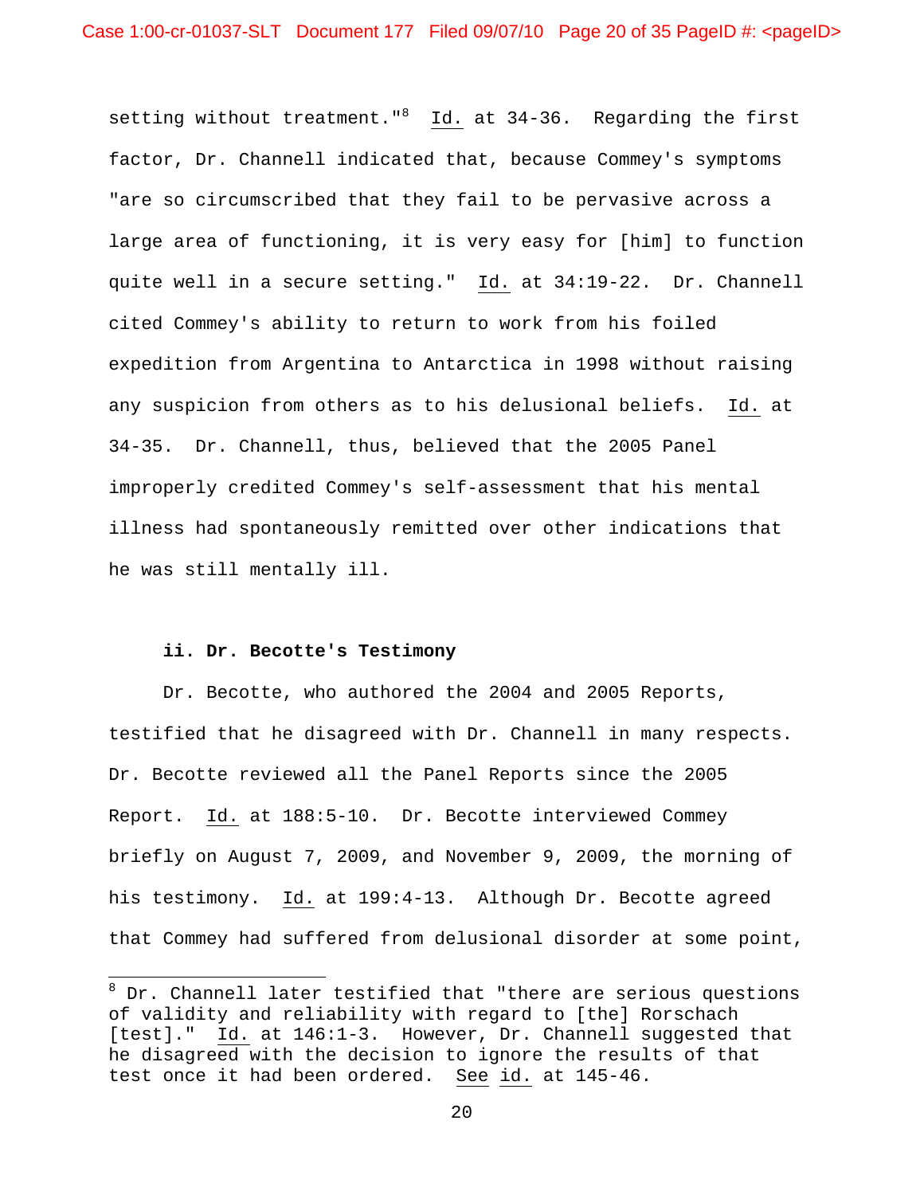setting without treatment."[8] Id. at 34-36. Regarding the first factor, Dr. Channell indicated that, because Commey's symptoms "are so circumscribed that they fail to be pervasive across a large area of functioning, it is very easy for [him] to function quite well in a secure setting." Id. at 34:19-22. Dr. Channell cited Commey's ability to return to work from his foiled expedition from Argentina to Antarctica in 1998 without raising any suspicion from others as to his delusional beliefs. Id. at 34-35. Dr. Channell, thus, believed that the 2005 Panel improperly credited Commey's self-assessment that his mental illness had spontaneously remitted over other indications that he was still mentally ill.

**ii. Dr. Becotte's Testimony**

Dr. Becotte, who authored the 2004 and 2005 Reports, testified that he disagreed with Dr. Channell in many respects. Dr. Becotte reviewed all the Panel Reports since the 2005 Report. Id. at 188:5-10. Dr. Becotte interviewed Commey briefly on August 7, 2009, and November 9, 2009, the morning of his testimony. Id. at 199:4-13. Although Dr. Becotte agreed that Commey had suffered from delusional disorder at some point,

---

[8] Dr. Channell later testified that "there are serious questions of validity and reliability with regard to [the] Rorschach [test]." Id. at 146:1-3. However, Dr. Channell suggested that he disagreed with the decision to ignore the results of that test once it had been ordered. See id. at 145-46.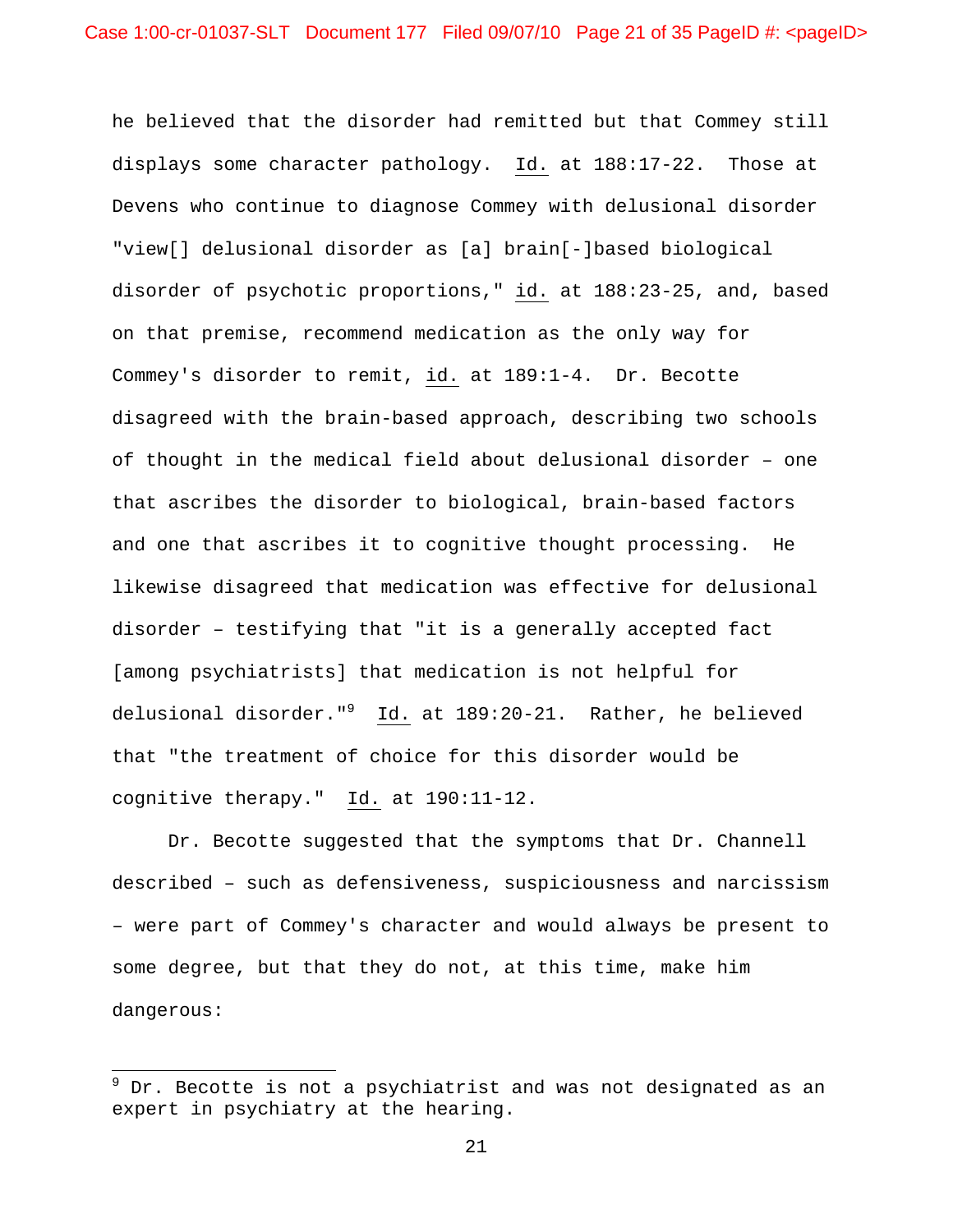he believed that the disorder had remitted but that Commey still displays some character pathology. Id. at 188:17-22. Those at Devens who continue to diagnose Commey with delusional disorder "view[] delusional disorder as [a] brain[-]based biological disorder of psychotic proportions," id. at 188:23-25, and, based on that premise, recommend medication as the only way for Commey's disorder to remit, id. at 189:1-4. Dr. Becotte disagreed with the brain-based approach, describing two schools of thought in the medical field about delusional disorder – one that ascribes the disorder to biological, brain-based factors and one that ascribes it to cognitive thought processing. He likewise disagreed that medication was effective for delusional disorder – testifying that "it is a generally accepted fact [among psychiatrists] that medication is not helpful for delusional disorder."[9] Id. at 189:20-21. Rather, he believed that "the treatment of choice for this disorder would be cognitive therapy." Id. at 190:11-12.

Dr. Becotte suggested that the symptoms that Dr. Channell described – such as defensiveness, suspiciousness and narcissism – were part of Commey's character and would always be present to some degree, but that they do not, at this time, make him dangerous:

[9] Dr. Becotte is not a psychiatrist and was not designated as an expert in psychiatry at the hearing.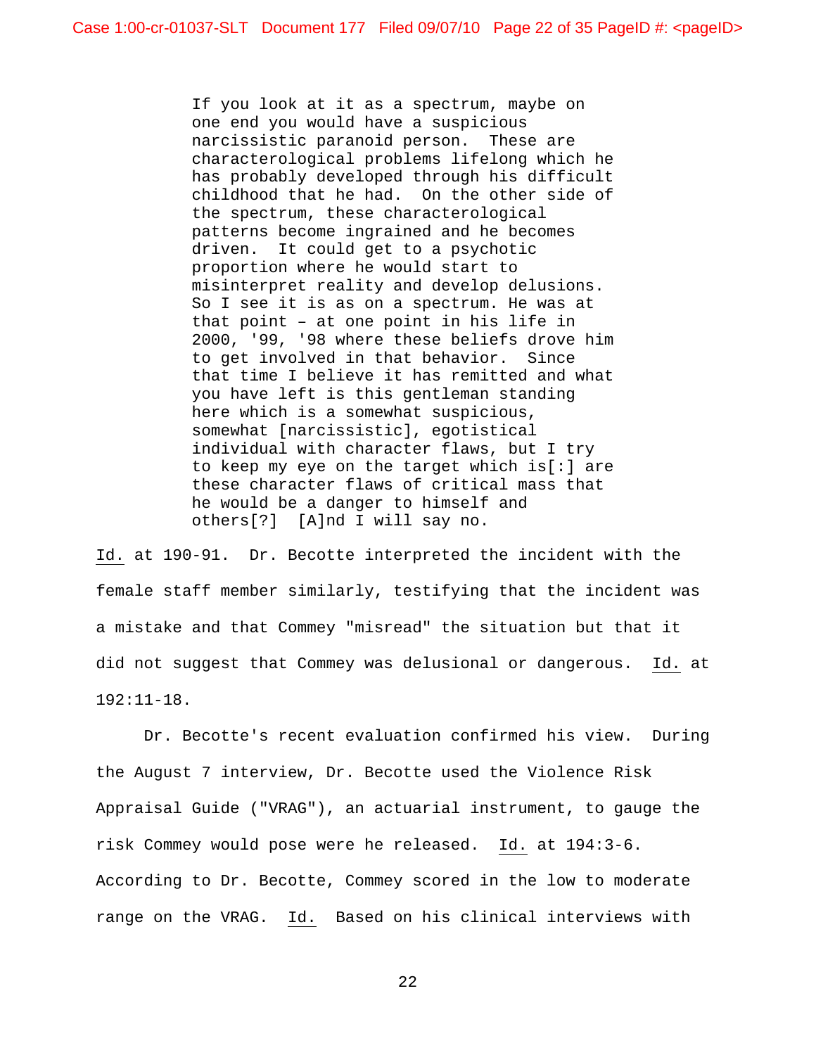> If you look at it as a spectrum, maybe on one end you would have a suspicious narcissistic paranoid person. These are characterological problems lifelong which he has probably developed through his difficult childhood that he had. On the other side of the spectrum, these characterological patterns become ingrained and he becomes driven. It could get to a psychotic proportion where he would start to misinterpret reality and develop delusions. So I see it is as on a spectrum. He was at that point – at one point in his life in 2000, '99, '98 where these beliefs drove him to get involved in that behavior. Since that time I believe it has remitted and what you have left is this gentleman standing here which is a somewhat suspicious, somewhat [narcissistic], egotistical individual with character flaws, but I try to keep my eye on the target which is[:] are these character flaws of critical mass that he would be a danger to himself and others[?] [A]nd I will say no.

Id. at 190-91. Dr. Becotte interpreted the incident with the female staff member similarly, testifying that the incident was a mistake and that Commey "misread" the situation but that it did not suggest that Commey was delusional or dangerous. Id. at 192:11-18.

Dr. Becotte's recent evaluation confirmed his view. During the August 7 interview, Dr. Becotte used the Violence Risk Appraisal Guide ("VRAG"), an actuarial instrument, to gauge the risk Commey would pose were he released. Id. at 194:3-6. According to Dr. Becotte, Commey scored in the low to moderate range on the VRAG. Id. Based on his clinical interviews with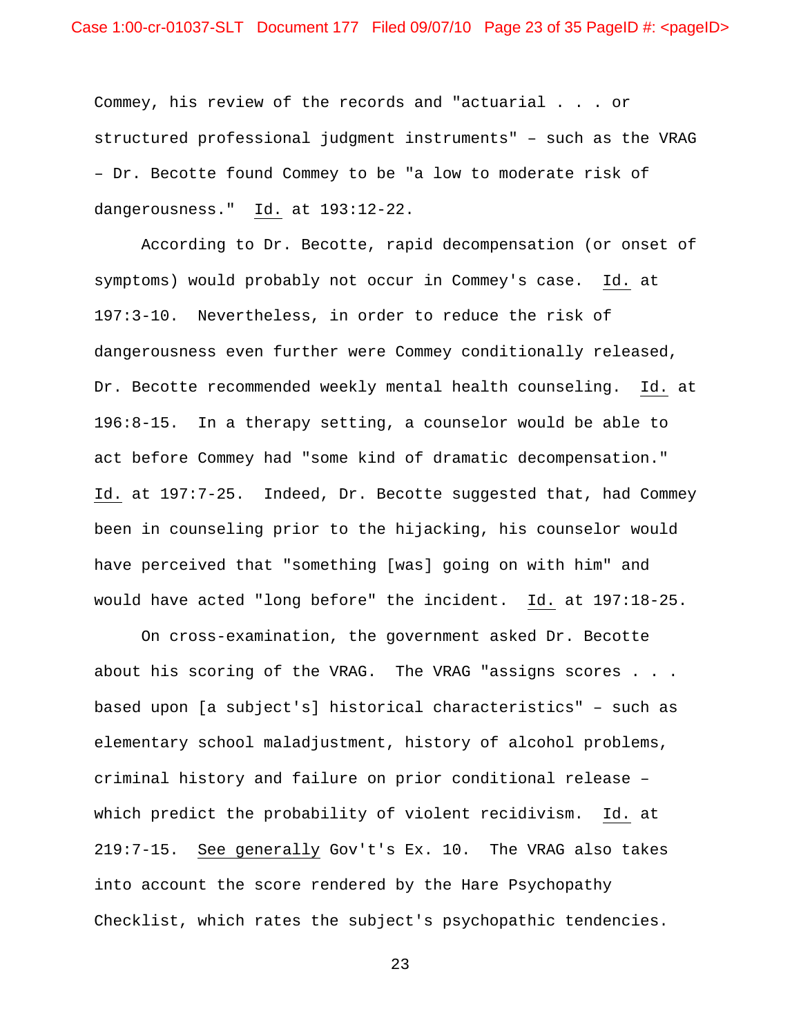Commey, his review of the records and "actuarial . . . or structured professional judgment instruments" – such as the VRAG – Dr. Becotte found Commey to be "a low to moderate risk of dangerousness." Id. at 193:12-22.

According to Dr. Becotte, rapid decompensation (or onset of symptoms) would probably not occur in Commey's case. Id. at 197:3-10. Nevertheless, in order to reduce the risk of dangerousness even further were Commey conditionally released, Dr. Becotte recommended weekly mental health counseling. Id. at 196:8-15. In a therapy setting, a counselor would be able to act before Commey had "some kind of dramatic decompensation." Id. at 197:7-25. Indeed, Dr. Becotte suggested that, had Commey been in counseling prior to the hijacking, his counselor would have perceived that "something [was] going on with him" and would have acted "long before" the incident. Id. at 197:18-25.

On cross-examination, the government asked Dr. Becotte about his scoring of the VRAG. The VRAG "assigns scores . . . based upon [a subject's] historical characteristics" – such as elementary school maladjustment, history of alcohol problems, criminal history and failure on prior conditional release – which predict the probability of violent recidivism. Id. at 219:7-15. See generally Gov't's Ex. 10. The VRAG also takes into account the score rendered by the Hare Psychopathy Checklist, which rates the subject's psychopathic tendencies.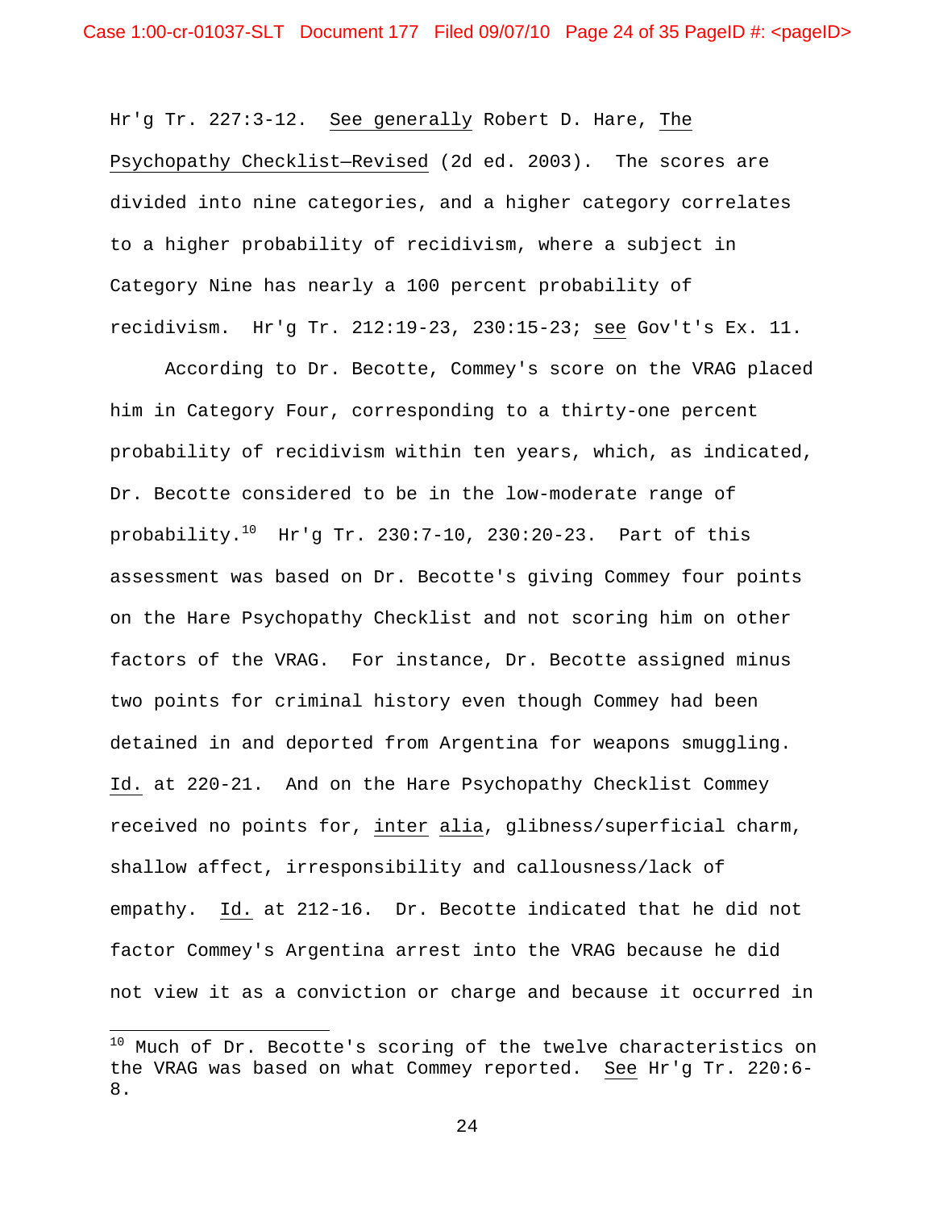Hr'g Tr. 227:3-12. See generally Robert D. Hare, The Psychopathy Checklist—Revised (2d ed. 2003). The scores are divided into nine categories, and a higher category correlates to a higher probability of recidivism, where a subject in Category Nine has nearly a 100 percent probability of recidivism. Hr'g Tr. 212:19-23, 230:15-23; see Gov't's Ex. 11.

According to Dr. Becotte, Commey's score on the VRAG placed him in Category Four, corresponding to a thirty-one percent probability of recidivism within ten years, which, as indicated, Dr. Becotte considered to be in the low-moderate range of probability.[10] Hr'g Tr. 230:7-10, 230:20-23. Part of this assessment was based on Dr. Becotte's giving Commey four points on the Hare Psychopathy Checklist and not scoring him on other factors of the VRAG. For instance, Dr. Becotte assigned minus two points for criminal history even though Commey had been detained in and deported from Argentina for weapons smuggling. Id. at 220-21. And on the Hare Psychopathy Checklist Commey received no points for, inter alia, glibness/superficial charm, shallow affect, irresponsibility and callousness/lack of empathy. Id. at 212-16. Dr. Becotte indicated that he did not factor Commey's Argentina arrest into the VRAG because he did not view it as a conviction or charge and because it occurred in

---

[10] Much of Dr. Becotte's scoring of the twelve characteristics on the VRAG was based on what Commey reported. See Hr'g Tr. 220:6-8.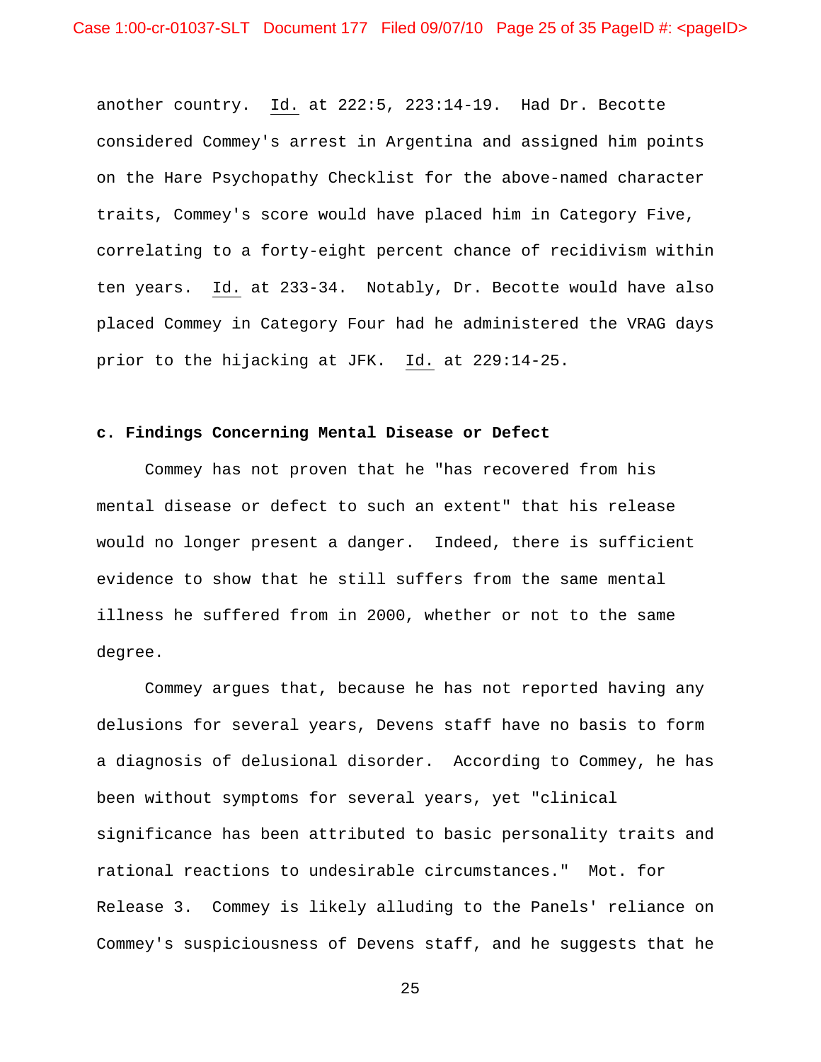another country. Id. at 222:5, 223:14-19. Had Dr. Becotte considered Commey's arrest in Argentina and assigned him points on the Hare Psychopathy Checklist for the above-named character traits, Commey's score would have placed him in Category Five, correlating to a forty-eight percent chance of recidivism within ten years. Id. at 233-34. Notably, Dr. Becotte would have also placed Commey in Category Four had he administered the VRAG days prior to the hijacking at JFK. Id. at 229:14-25.

**c. Findings Concerning Mental Disease or Defect**

Commey has not proven that he "has recovered from his mental disease or defect to such an extent" that his release would no longer present a danger. Indeed, there is sufficient evidence to show that he still suffers from the same mental illness he suffered from in 2000, whether or not to the same degree.

Commey argues that, because he has not reported having any delusions for several years, Devens staff have no basis to form a diagnosis of delusional disorder. According to Commey, he has been without symptoms for several years, yet "clinical significance has been attributed to basic personality traits and rational reactions to undesirable circumstances." Mot. for Release 3. Commey is likely alluding to the Panels' reliance on Commey's suspiciousness of Devens staff, and he suggests that he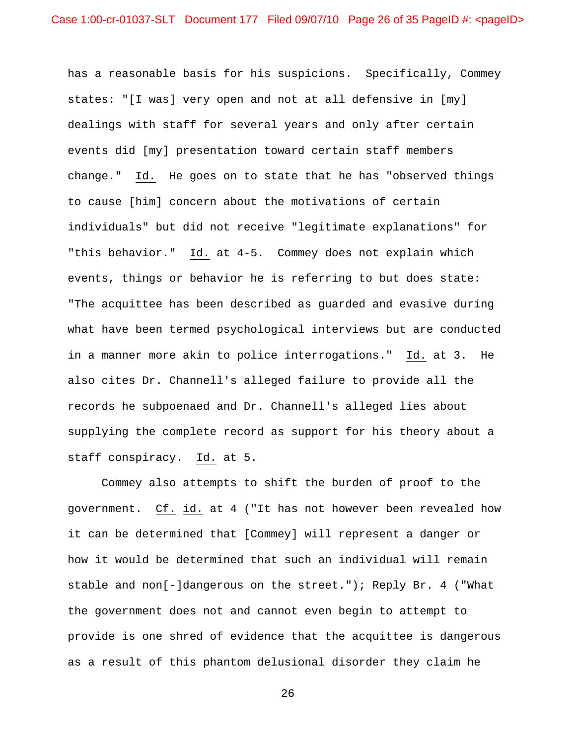has a reasonable basis for his suspicions. Specifically, Commey states: "[I was] very open and not at all defensive in [my] dealings with staff for several years and only after certain events did [my] presentation toward certain staff members change." Id. He goes on to state that he has "observed things to cause [him] concern about the motivations of certain individuals" but did not receive "legitimate explanations" for "this behavior." Id. at 4-5. Commey does not explain which events, things or behavior he is referring to but does state: "The acquittee has been described as guarded and evasive during what have been termed psychological interviews but are conducted in a manner more akin to police interrogations." Id. at 3. He also cites Dr. Channell's alleged failure to provide all the records he subpoenaed and Dr. Channell's alleged lies about supplying the complete record as support for his theory about a staff conspiracy. Id. at 5.

Commey also attempts to shift the burden of proof to the government. Cf. id. at 4 ("It has not however been revealed how it can be determined that [Commey] will represent a danger or how it would be determined that such an individual will remain stable and non[-]dangerous on the street."); Reply Br. 4 ("What the government does not and cannot even begin to attempt to provide is one shred of evidence that the acquittee is dangerous as a result of this phantom delusional disorder they claim he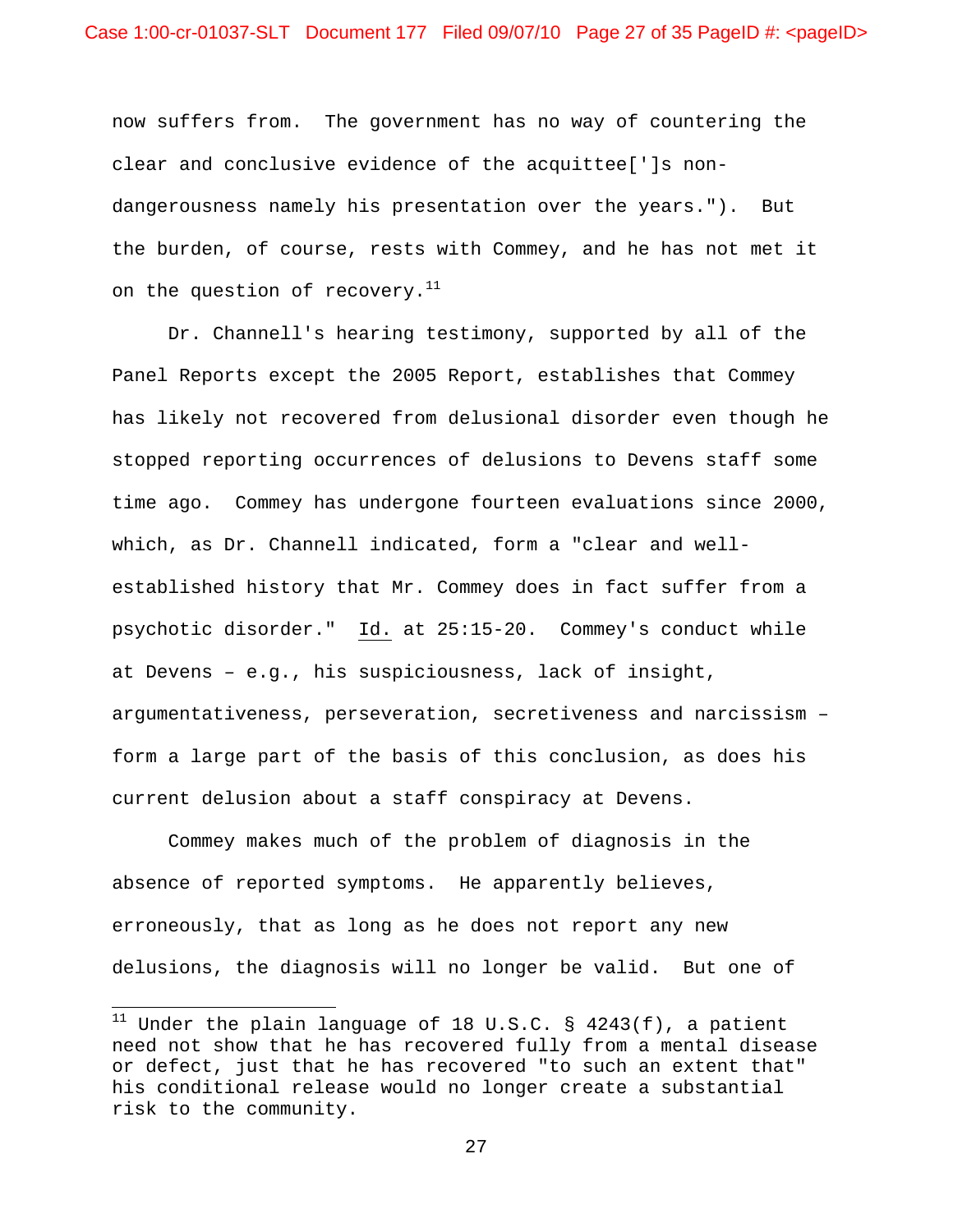now suffers from. The government has no way of countering the clear and conclusive evidence of the acquittee[']s non-dangerousness namely his presentation over the years."). But the burden, of course, rests with Commey, and he has not met it on the question of recovery.[11]

Dr. Channell's hearing testimony, supported by all of the Panel Reports except the 2005 Report, establishes that Commey has likely not recovered from delusional disorder even though he stopped reporting occurrences of delusions to Devens staff some time ago. Commey has undergone fourteen evaluations since 2000, which, as Dr. Channell indicated, form a "clear and well-established history that Mr. Commey does in fact suffer from a psychotic disorder." Id. at 25:15-20. Commey's conduct while at Devens – e.g., his suspiciousness, lack of insight, argumentativeness, perseveration, secretiveness and narcissism – form a large part of the basis of this conclusion, as does his current delusion about a staff conspiracy at Devens.

Commey makes much of the problem of diagnosis in the absence of reported symptoms. He apparently believes, erroneously, that as long as he does not report any new delusions, the diagnosis will no longer be valid. But one of

[11] Under the plain language of 18 U.S.C. § 4243(f), a patient need not show that he has recovered fully from a mental disease or defect, just that he has recovered "to such an extent that" his conditional release would no longer create a substantial risk to the community.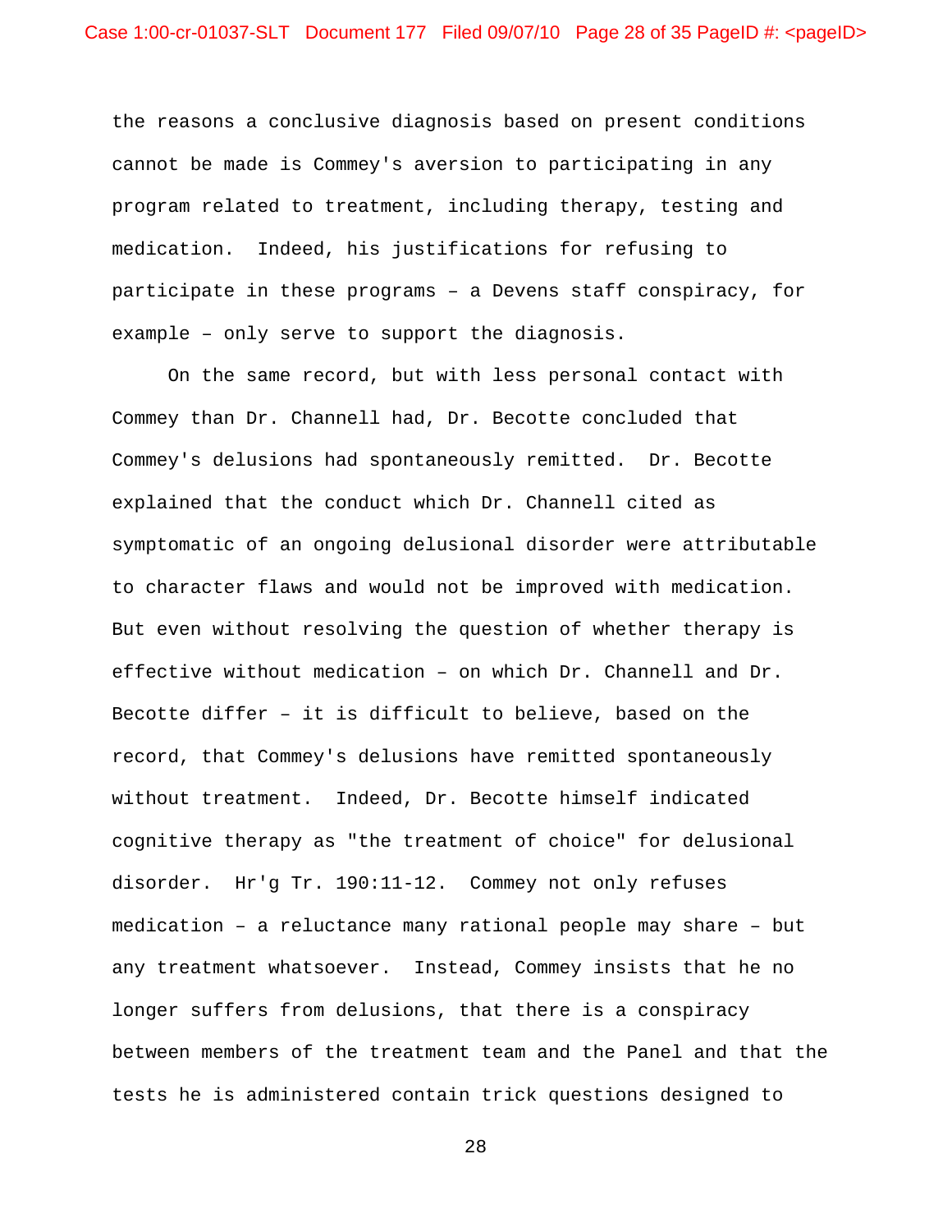the reasons a conclusive diagnosis based on present conditions cannot be made is Commey's aversion to participating in any program related to treatment, including therapy, testing and medication. Indeed, his justifications for refusing to participate in these programs – a Devens staff conspiracy, for example – only serve to support the diagnosis.

On the same record, but with less personal contact with Commey than Dr. Channell had, Dr. Becotte concluded that Commey's delusions had spontaneously remitted. Dr. Becotte explained that the conduct which Dr. Channell cited as symptomatic of an ongoing delusional disorder were attributable to character flaws and would not be improved with medication. But even without resolving the question of whether therapy is effective without medication – on which Dr. Channell and Dr. Becotte differ – it is difficult to believe, based on the record, that Commey's delusions have remitted spontaneously without treatment. Indeed, Dr. Becotte himself indicated cognitive therapy as "the treatment of choice" for delusional disorder. Hr'g Tr. 190:11-12. Commey not only refuses medication – a reluctance many rational people may share – but any treatment whatsoever. Instead, Commey insists that he no longer suffers from delusions, that there is a conspiracy between members of the treatment team and the Panel and that the tests he is administered contain trick questions designed to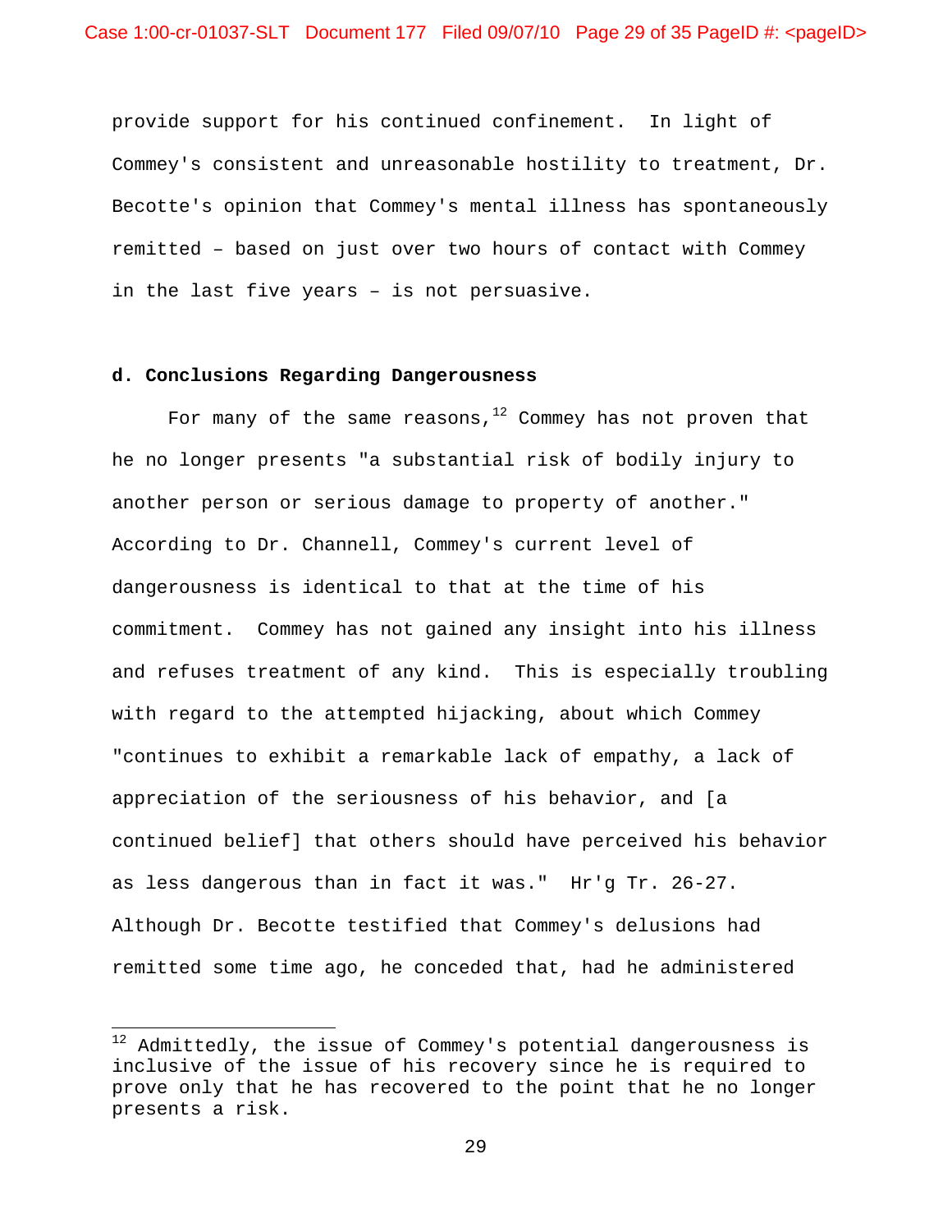provide support for his continued confinement. In light of Commey's consistent and unreasonable hostility to treatment, Dr. Becotte's opinion that Commey's mental illness has spontaneously remitted – based on just over two hours of contact with Commey in the last five years – is not persuasive.

**d. Conclusions Regarding Dangerousness**

For many of the same reasons,[12] Commey has not proven that he no longer presents "a substantial risk of bodily injury to another person or serious damage to property of another." According to Dr. Channell, Commey's current level of dangerousness is identical to that at the time of his commitment. Commey has not gained any insight into his illness and refuses treatment of any kind. This is especially troubling with regard to the attempted hijacking, about which Commey "continues to exhibit a remarkable lack of empathy, a lack of appreciation of the seriousness of his behavior, and [a continued belief] that others should have perceived his behavior as less dangerous than in fact it was." Hr'g Tr. 26-27. Although Dr. Becotte testified that Commey's delusions had remitted some time ago, he conceded that, had he administered

---

[12] Admittedly, the issue of Commey's potential dangerousness is inclusive of the issue of his recovery since he is required to prove only that he has recovered to the point that he no longer presents a risk.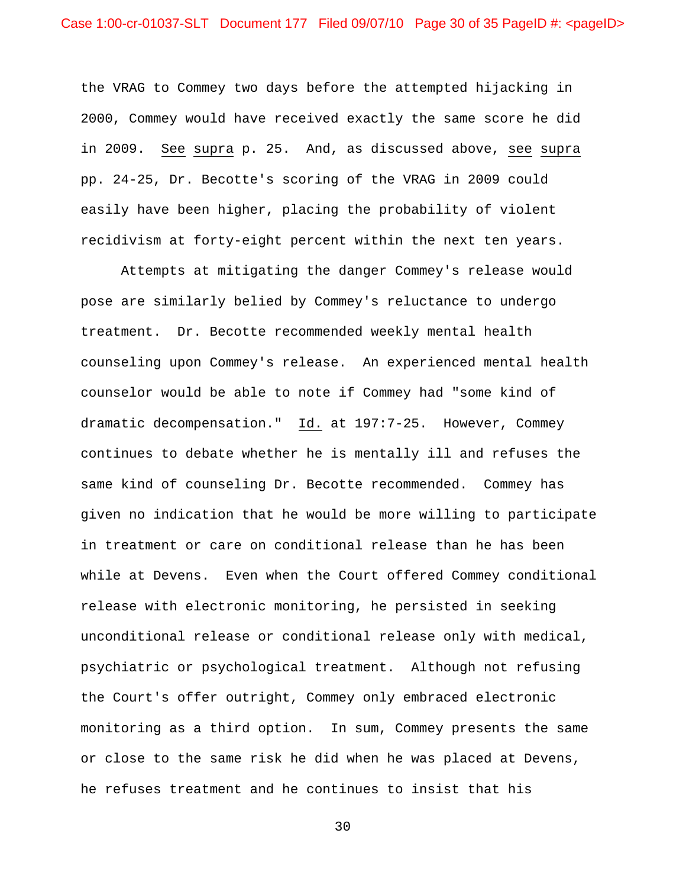the VRAG to Commey two days before the attempted hijacking in 2000, Commey would have received exactly the same score he did in 2009. See supra p. 25. And, as discussed above, see supra pp. 24-25, Dr. Becotte's scoring of the VRAG in 2009 could easily have been higher, placing the probability of violent recidivism at forty-eight percent within the next ten years.

Attempts at mitigating the danger Commey's release would pose are similarly belied by Commey's reluctance to undergo treatment. Dr. Becotte recommended weekly mental health counseling upon Commey's release. An experienced mental health counselor would be able to note if Commey had "some kind of dramatic decompensation." Id. at 197:7-25. However, Commey continues to debate whether he is mentally ill and refuses the same kind of counseling Dr. Becotte recommended. Commey has given no indication that he would be more willing to participate in treatment or care on conditional release than he has been while at Devens. Even when the Court offered Commey conditional release with electronic monitoring, he persisted in seeking unconditional release or conditional release only with medical, psychiatric or psychological treatment. Although not refusing the Court's offer outright, Commey only embraced electronic monitoring as a third option. In sum, Commey presents the same or close to the same risk he did when he was placed at Devens, he refuses treatment and he continues to insist that his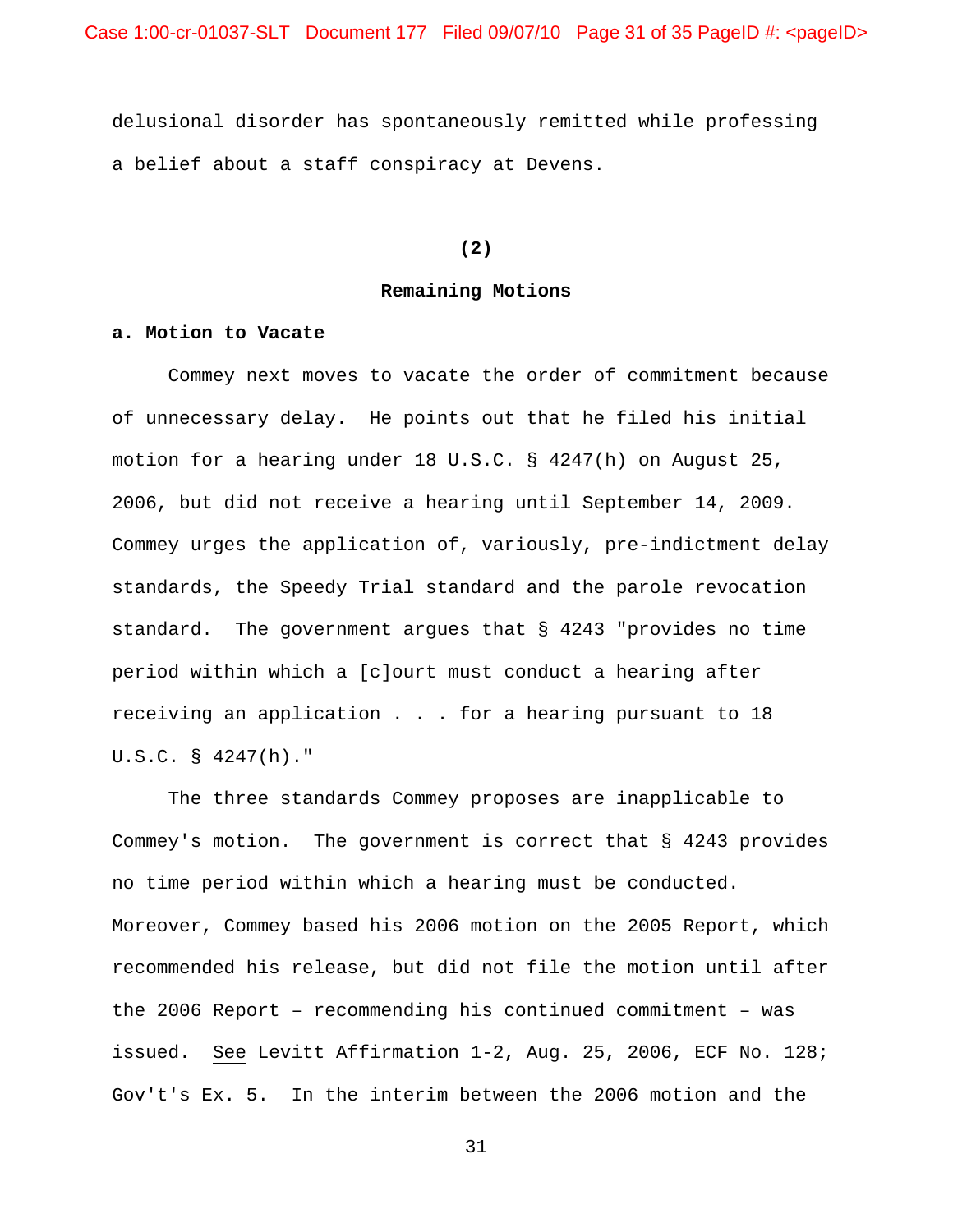delusional disorder has spontaneously remitted while professing a belief about a staff conspiracy at Devens.

**(2)**

**Remaining Motions**

**a. Motion to Vacate**

Commey next moves to vacate the order of commitment because of unnecessary delay. He points out that he filed his initial motion for a hearing under 18 U.S.C. § 4247(h) on August 25, 2006, but did not receive a hearing until September 14, 2009. Commey urges the application of, variously, pre-indictment delay standards, the Speedy Trial standard and the parole revocation standard. The government argues that § 4243 "provides no time period within which a [c]ourt must conduct a hearing after receiving an application . . . for a hearing pursuant to 18 U.S.C. § 4247(h)."

The three standards Commey proposes are inapplicable to Commey's motion. The government is correct that § 4243 provides no time period within which a hearing must be conducted. Moreover, Commey based his 2006 motion on the 2005 Report, which recommended his release, but did not file the motion until after the 2006 Report – recommending his continued commitment – was issued. See Levitt Affirmation 1-2, Aug. 25, 2006, ECF No. 128; Gov't's Ex. 5. In the interim between the 2006 motion and the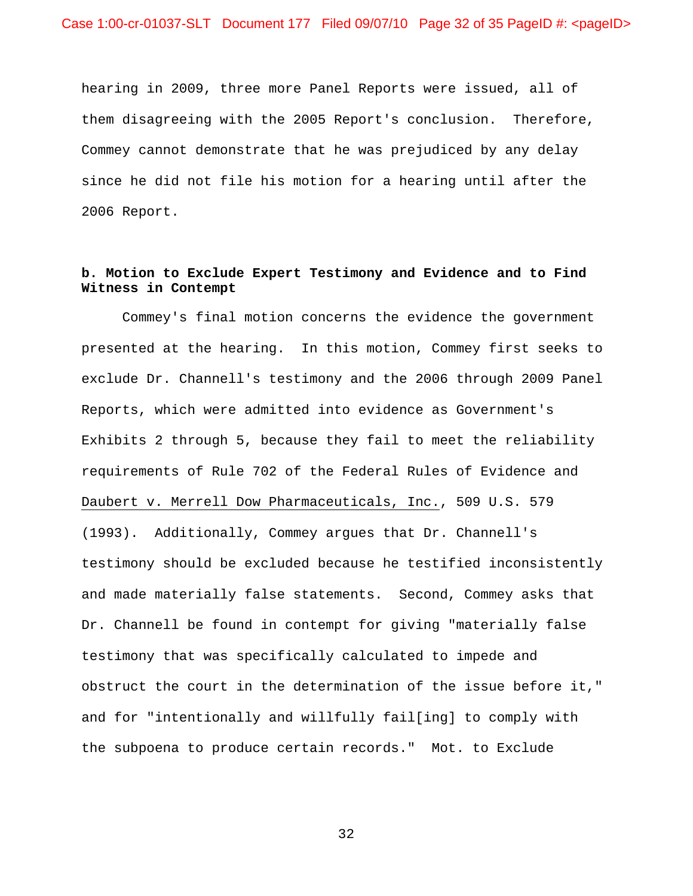hearing in 2009, three more Panel Reports were issued, all of them disagreeing with the 2005 Report's conclusion. Therefore, Commey cannot demonstrate that he was prejudiced by any delay since he did not file his motion for a hearing until after the 2006 Report.

**b. Motion to Exclude Expert Testimony and Evidence and to Find Witness in Contempt**

Commey's final motion concerns the evidence the government presented at the hearing. In this motion, Commey first seeks to exclude Dr. Channell's testimony and the 2006 through 2009 Panel Reports, which were admitted into evidence as Government's Exhibits 2 through 5, because they fail to meet the reliability requirements of Rule 702 of the Federal Rules of Evidence and Daubert v. Merrell Dow Pharmaceuticals, Inc., 509 U.S. 579 (1993). Additionally, Commey argues that Dr. Channell's testimony should be excluded because he testified inconsistently and made materially false statements. Second, Commey asks that Dr. Channell be found in contempt for giving "materially false testimony that was specifically calculated to impede and obstruct the court in the determination of the issue before it," and for "intentionally and willfully fail[ing] to comply with the subpoena to produce certain records." Mot. to Exclude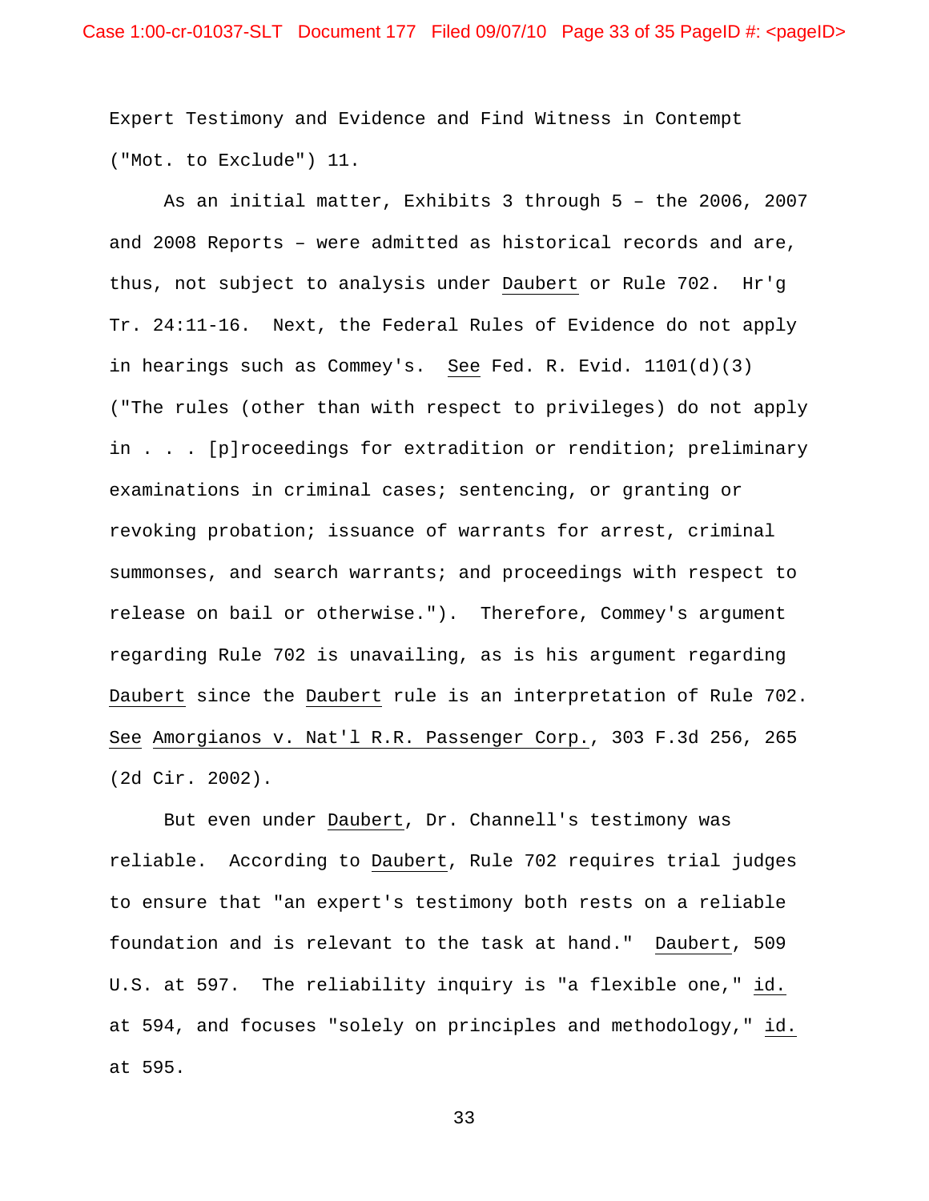Expert Testimony and Evidence and Find Witness in Contempt ("Mot. to Exclude") 11.

As an initial matter, Exhibits 3 through 5 – the 2006, 2007 and 2008 Reports – were admitted as historical records and are, thus, not subject to analysis under Daubert or Rule 702. Hr'g Tr. 24:11-16. Next, the Federal Rules of Evidence do not apply in hearings such as Commey's. See Fed. R. Evid. 1101(d)(3) ("The rules (other than with respect to privileges) do not apply in . . . [p]roceedings for extradition or rendition; preliminary examinations in criminal cases; sentencing, or granting or revoking probation; issuance of warrants for arrest, criminal summonses, and search warrants; and proceedings with respect to release on bail or otherwise."). Therefore, Commey's argument regarding Rule 702 is unavailing, as is his argument regarding Daubert since the Daubert rule is an interpretation of Rule 702. See Amorgianos v. Nat'l R.R. Passenger Corp., 303 F.3d 256, 265 (2d Cir. 2002).

But even under Daubert, Dr. Channell's testimony was reliable. According to Daubert, Rule 702 requires trial judges to ensure that "an expert's testimony both rests on a reliable foundation and is relevant to the task at hand." Daubert, 509 U.S. at 597. The reliability inquiry is "a flexible one," id. at 594, and focuses "solely on principles and methodology," id. at 595.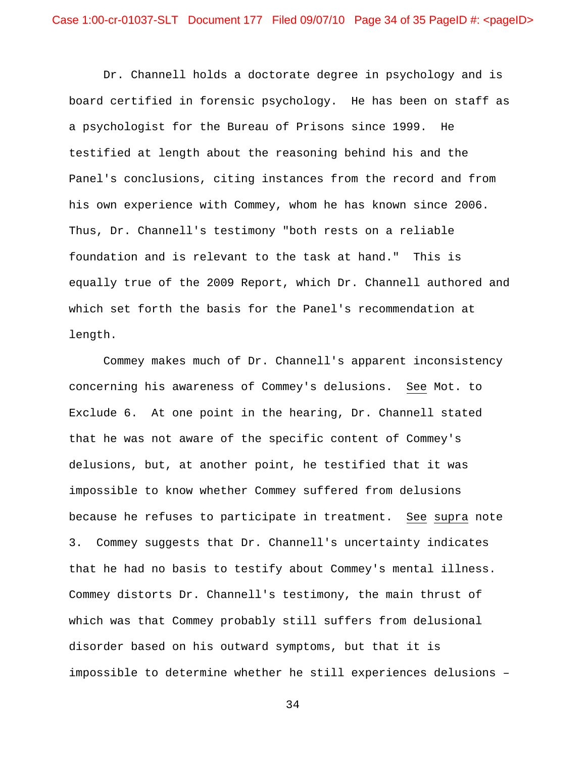Dr. Channell holds a doctorate degree in psychology and is board certified in forensic psychology. He has been on staff as a psychologist for the Bureau of Prisons since 1999. He testified at length about the reasoning behind his and the Panel's conclusions, citing instances from the record and from his own experience with Commey, whom he has known since 2006. Thus, Dr. Channell's testimony "both rests on a reliable foundation and is relevant to the task at hand." This is equally true of the 2009 Report, which Dr. Channell authored and which set forth the basis for the Panel's recommendation at length.

Commey makes much of Dr. Channell's apparent inconsistency concerning his awareness of Commey's delusions. See Mot. to Exclude 6. At one point in the hearing, Dr. Channell stated that he was not aware of the specific content of Commey's delusions, but, at another point, he testified that it was impossible to know whether Commey suffered from delusions because he refuses to participate in treatment. See supra note 3. Commey suggests that Dr. Channell's uncertainty indicates that he had no basis to testify about Commey's mental illness. Commey distorts Dr. Channell's testimony, the main thrust of which was that Commey probably still suffers from delusional disorder based on his outward symptoms, but that it is impossible to determine whether he still experiences delusions –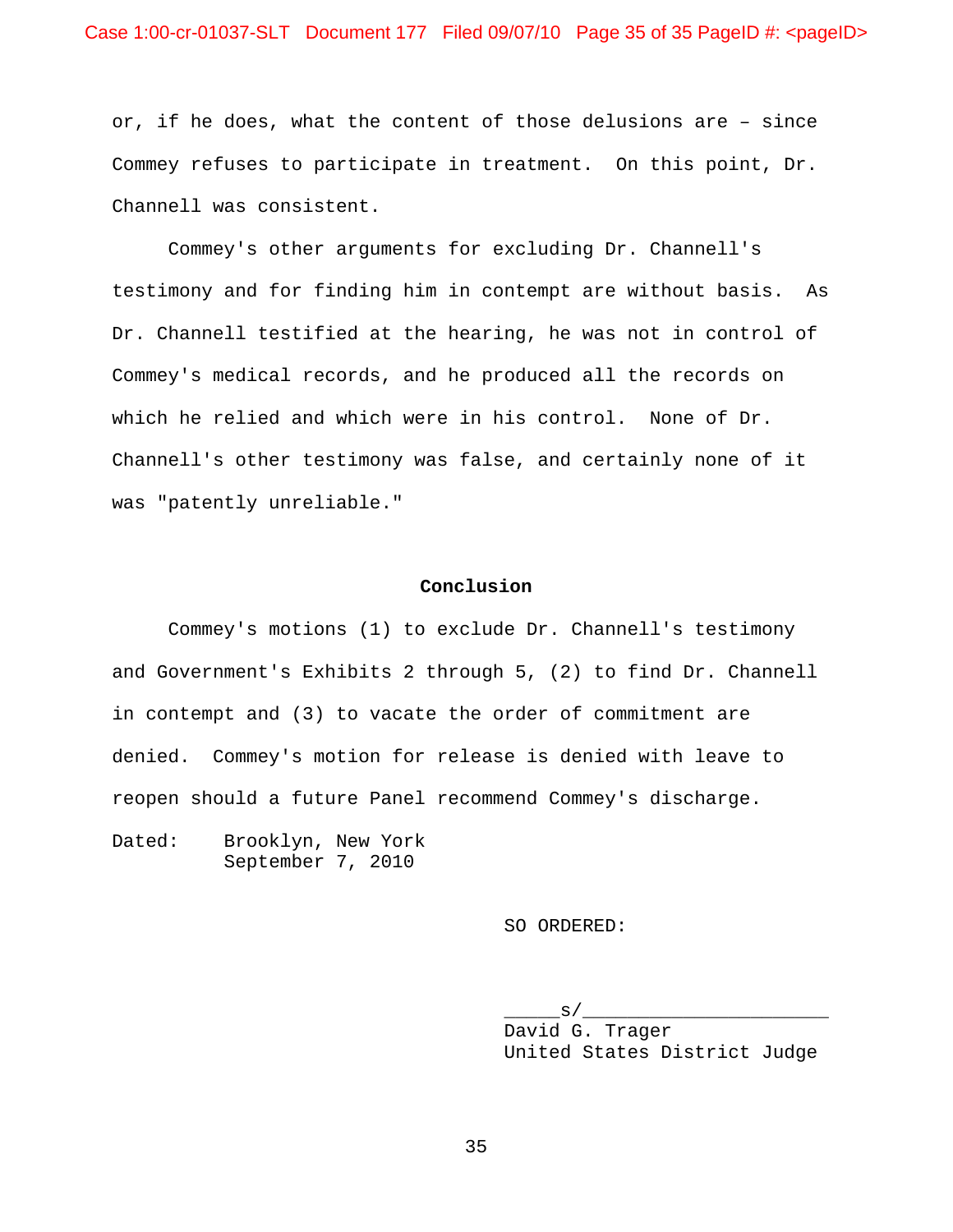or, if he does, what the content of those delusions are – since Commey refuses to participate in treatment. On this point, Dr. Channell was consistent.

Commey's other arguments for excluding Dr. Channell's testimony and for finding him in contempt are without basis. As Dr. Channell testified at the hearing, he was not in control of Commey's medical records, and he produced all the records on which he relied and which were in his control. None of Dr. Channell's other testimony was false, and certainly none of it was "patently unreliable."

## Conclusion

Commey's motions (1) to exclude Dr. Channell's testimony and Government's Exhibits 2 through 5, (2) to find Dr. Channell in contempt and (3) to vacate the order of commitment are denied. Commey's motion for release is denied with leave to reopen should a future Panel recommend Commey's discharge.

Dated: Brooklyn, New York
September 7, 2010

SO ORDERED:

_____s/______________________
David G. Trager
United States District Judge